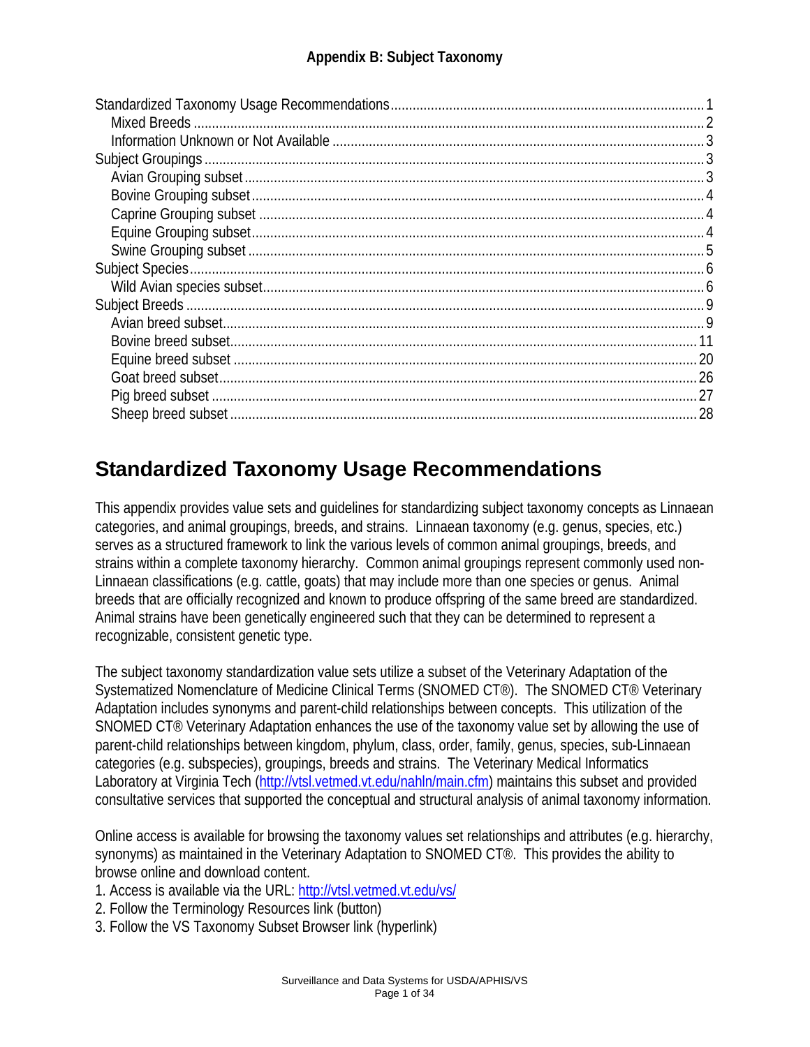**Appendix B: Subject Taxonomy**

Standardized Taxonomy Usage Recommendations....................1
- Mixed Breeds....................2
- Information Unknown or Not Available....................3

Subject Groupings....................3
- Avian Grouping subset....................3
- Bovine Grouping subset....................4
- Caprine Grouping subset....................4
- Equine Grouping subset....................4
- Swine Grouping subset....................5

Subject Species....................6
- Wild Avian species subset....................6

Subject Breeds....................9
- Avian breed subset....................9
- Bovine breed subset....................11
- Equine breed subset....................20
- Goat breed subset....................26
- Pig breed subset....................27
- Sheep breed subset....................28

# Standardized Taxonomy Usage Recommendations

This appendix provides value sets and guidelines for standardizing subject taxonomy concepts as Linnaean categories, and animal groupings, breeds, and strains. Linnaean taxonomy (e.g. genus, species, etc.) serves as a structured framework to link the various levels of common animal groupings, breeds, and strains within a complete taxonomy hierarchy. Common animal groupings represent commonly used non-Linnaean classifications (e.g. cattle, goats) that may include more than one species or genus. Animal breeds that are officially recognized and known to produce offspring of the same breed are standardized. Animal strains have been genetically engineered such that they can be determined to represent a recognizable, consistent genetic type.

The subject taxonomy standardization value sets utilize a subset of the Veterinary Adaptation of the Systematized Nomenclature of Medicine Clinical Terms (SNOMED CT®). The SNOMED CT® Veterinary Adaptation includes synonyms and parent-child relationships between concepts. This utilization of the SNOMED CT® Veterinary Adaptation enhances the use of the taxonomy value set by allowing the use of parent-child relationships between kingdom, phylum, class, order, family, genus, species, sub-Linnaean categories (e.g. subspecies), groupings, breeds and strains. The Veterinary Medical Informatics Laboratory at Virginia Tech (http://vtsl.vetmed.vt.edu/nahln/main.cfm) maintains this subset and provided consultative services that supported the conceptual and structural analysis of animal taxonomy information.

Online access is available for browsing the taxonomy values set relationships and attributes (e.g. hierarchy, synonyms) as maintained in the Veterinary Adaptation to SNOMED CT®. This provides the ability to browse online and download content.

1. Access is available via the URL: http://vtsl.vetmed.vt.edu/vs/
2. Follow the Terminology Resources link (button)
3. Follow the VS Taxonomy Subset Browser link (hyperlink)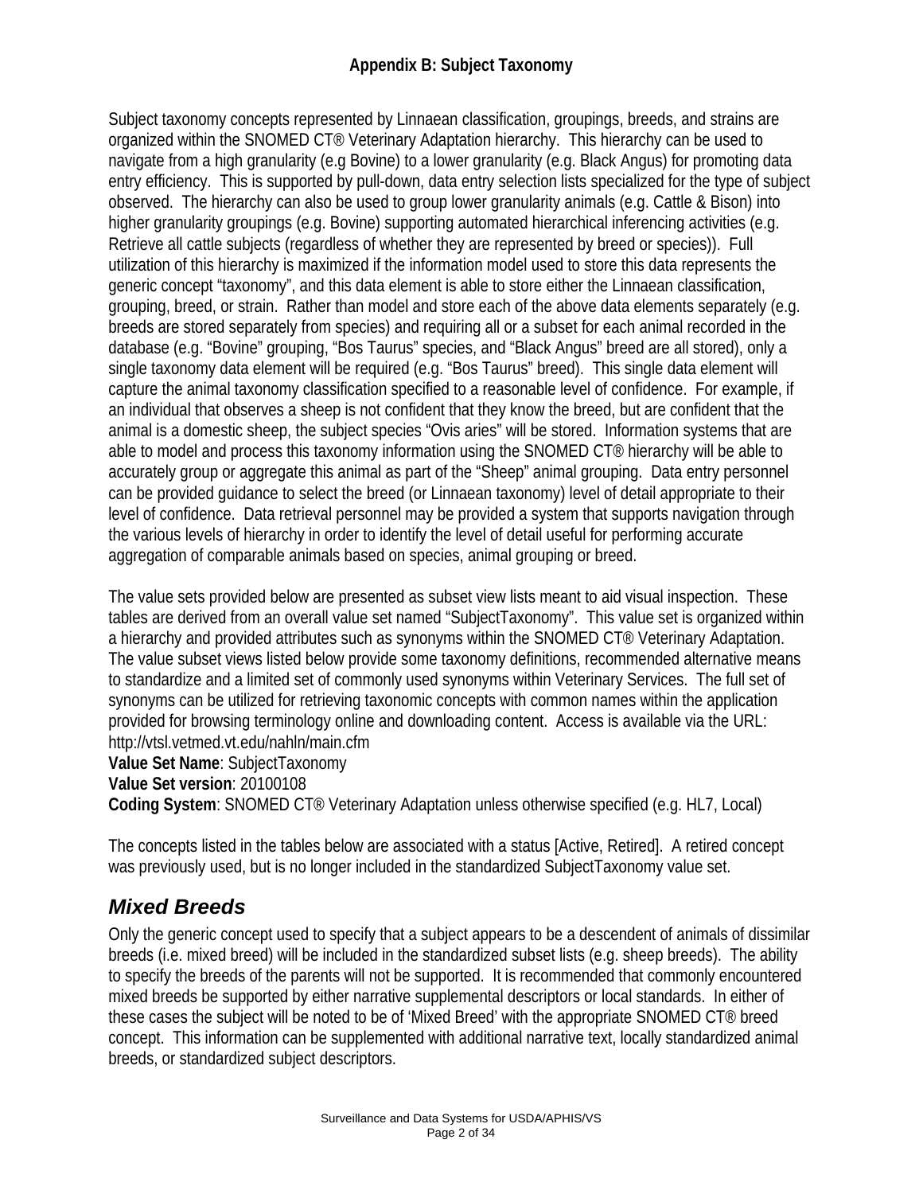## Appendix B: Subject Taxonomy

Subject taxonomy concepts represented by Linnaean classification, groupings, breeds, and strains are organized within the SNOMED CT® Veterinary Adaptation hierarchy. This hierarchy can be used to navigate from a high granularity (e.g Bovine) to a lower granularity (e.g. Black Angus) for promoting data entry efficiency. This is supported by pull-down, data entry selection lists specialized for the type of subject observed. The hierarchy can also be used to group lower granularity animals (e.g. Cattle & Bison) into higher granularity groupings (e.g. Bovine) supporting automated hierarchical inferencing activities (e.g. Retrieve all cattle subjects (regardless of whether they are represented by breed or species)). Full utilization of this hierarchy is maximized if the information model used to store this data represents the generic concept "taxonomy", and this data element is able to store either the Linnaean classification, grouping, breed, or strain. Rather than model and store each of the above data elements separately (e.g. breeds are stored separately from species) and requiring all or a subset for each animal recorded in the database (e.g. "Bovine" grouping, "Bos Taurus" species, and "Black Angus" breed are all stored), only a single taxonomy data element will be required (e.g. "Bos Taurus" breed). This single data element will capture the animal taxonomy classification specified to a reasonable level of confidence. For example, if an individual that observes a sheep is not confident that they know the breed, but are confident that the animal is a domestic sheep, the subject species "Ovis aries" will be stored. Information systems that are able to model and process this taxonomy information using the SNOMED CT® hierarchy will be able to accurately group or aggregate this animal as part of the "Sheep" animal grouping. Data entry personnel can be provided guidance to select the breed (or Linnaean taxonomy) level of detail appropriate to their level of confidence. Data retrieval personnel may be provided a system that supports navigation through the various levels of hierarchy in order to identify the level of detail useful for performing accurate aggregation of comparable animals based on species, animal grouping or breed.

The value sets provided below are presented as subset view lists meant to aid visual inspection. These tables are derived from an overall value set named "SubjectTaxonomy". This value set is organized within a hierarchy and provided attributes such as synonyms within the SNOMED CT® Veterinary Adaptation. The value subset views listed below provide some taxonomy definitions, recommended alternative means to standardize and a limited set of commonly used synonyms within Veterinary Services. The full set of synonyms can be utilized for retrieving taxonomic concepts with common names within the application provided for browsing terminology online and downloading content. Access is available via the URL: http://vtsl.vetmed.vt.edu/nahln/main.cfm
**Value Set Name**: SubjectTaxonomy
**Value Set version**: 20100108
**Coding System**: SNOMED CT® Veterinary Adaptation unless otherwise specified (e.g. HL7, Local)

The concepts listed in the tables below are associated with a status [Active, Retired]. A retired concept was previously used, but is no longer included in the standardized SubjectTaxonomy value set.

## *Mixed Breeds*

Only the generic concept used to specify that a subject appears to be a descendent of animals of dissimilar breeds (i.e. mixed breed) will be included in the standardized subset lists (e.g. sheep breeds). The ability to specify the breeds of the parents will not be supported. It is recommended that commonly encountered mixed breeds be supported by either narrative supplemental descriptors or local standards. In either of these cases the subject will be noted to be of 'Mixed Breed' with the appropriate SNOMED CT® breed concept. This information can be supplemented with additional narrative text, locally standardized animal breeds, or standardized subject descriptors.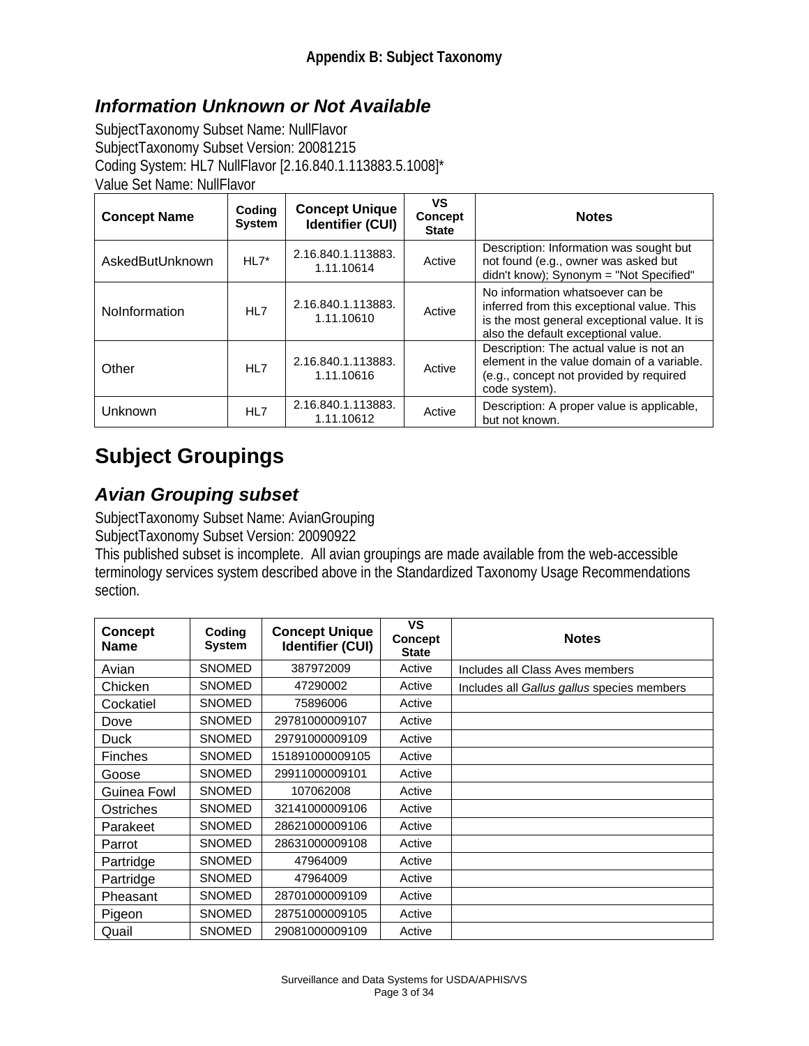### Information Unknown or Not Available

SubjectTaxonomy Subset Name: NullFlavor
SubjectTaxonomy Subset Version: 20081215
Coding System: HL7 NullFlavor [2.16.840.1.113883.5.1008]*
Value Set Name: NullFlavor

| Concept Name | Coding System | Concept Unique Identifier (CUI) | VS Concept State | Notes |
|---|---|---|---|---|
| AskedButUnknown | HL7* | 2.16.840.1.113883.1.11.10614 | Active | Description: Information was sought but not found (e.g., owner was asked but didn't know); Synonym = "Not Specified" |
| NoInformation | HL7 | 2.16.840.1.113883.1.11.10610 | Active | No information whatsoever can be inferred from this exceptional value. This is the most general exceptional value. It is also the default exceptional value. |
| Other | HL7 | 2.16.840.1.113883.1.11.10616 | Active | Description: The actual value is not an element in the value domain of a variable. (e.g., concept not provided by required code system). |
| Unknown | HL7 | 2.16.840.1.113883.1.11.10612 | Active | Description: A proper value is applicable, but not known. |

## Subject Groupings

### Avian Grouping subset

SubjectTaxonomy Subset Name: AvianGrouping
SubjectTaxonomy Subset Version: 20090922
This published subset is incomplete. All avian groupings are made available from the web-accessible terminology services system described above in the Standardized Taxonomy Usage Recommendations section.

| Concept Name | Coding System | Concept Unique Identifier (CUI) | VS Concept State | Notes |
|---|---|---|---|---|
| Avian | SNOMED | 387972009 | Active | Includes all Class Aves members |
| Chicken | SNOMED | 47290002 | Active | Includes all *Gallus gallus* species members |
| Cockatiel | SNOMED | 75896006 | Active | |
| Dove | SNOMED | 29781000009107 | Active | |
| Duck | SNOMED | 29791000009109 | Active | |
| Finches | SNOMED | 151891000009105 | Active | |
| Goose | SNOMED | 29911000009101 | Active | |
| Guinea Fowl | SNOMED | 107062008 | Active | |
| Ostriches | SNOMED | 32141000009106 | Active | |
| Parakeet | SNOMED | 28621000009106 | Active | |
| Parrot | SNOMED | 28631000009108 | Active | |
| Partridge | SNOMED | 47964009 | Active | |
| Partridge | SNOMED | 47964009 | Active | |
| Pheasant | SNOMED | 28701000009109 | Active | |
| Pigeon | SNOMED | 28751000009105 | Active | |
| Quail | SNOMED | 29081000009109 | Active | |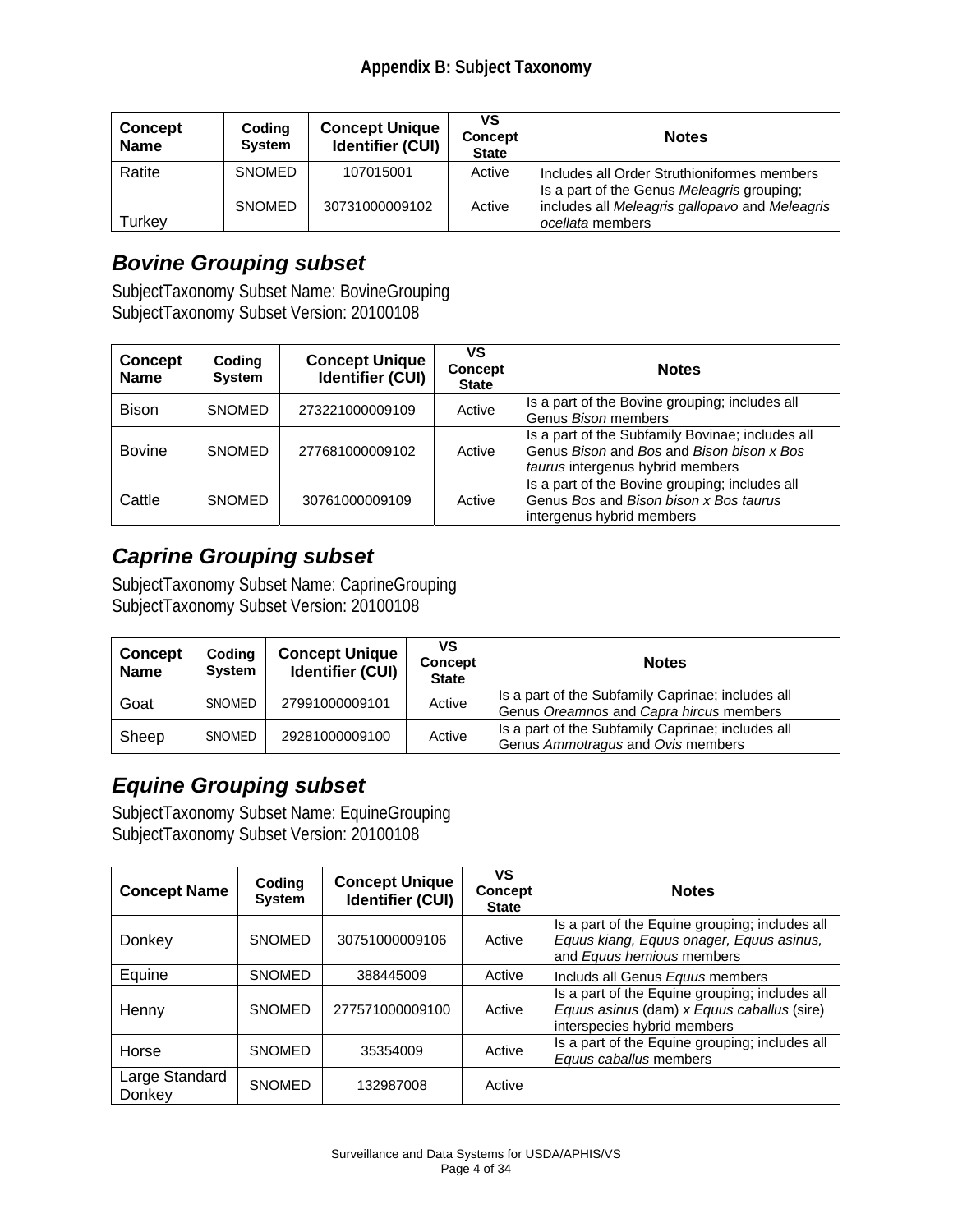## Appendix B: Subject Taxonomy

| Concept Name | Coding System | Concept Unique Identifier (CUI) | VS Concept State | Notes |
|---|---|---|---|---|
| Ratite | SNOMED | 107015001 | Active | Includes all Order Struthioniformes members |
| Turkey | SNOMED | 30731000009102 | Active | Is a part of the Genus *Meleagris* grouping; includes all *Meleagris gallopavo* and *Meleagris ocellata* members |

### *Bovine Grouping subset*

SubjectTaxonomy Subset Name: BovineGrouping
SubjectTaxonomy Subset Version: 20100108

| Concept Name | Coding System | Concept Unique Identifier (CUI) | VS Concept State | Notes |
|---|---|---|---|---|
| Bison | SNOMED | 273221000009109 | Active | Is a part of the Bovine grouping; includes all Genus *Bison* members |
| Bovine | SNOMED | 277681000009102 | Active | Is a part of the Subfamily Bovinae; includes all Genus *Bison* and *Bos* and *Bison bison x Bos taurus* intergenus hybrid members |
| Cattle | SNOMED | 30761000009109 | Active | Is a part of the Bovine grouping; includes all Genus *Bos* and *Bison bison x Bos taurus* intergenus hybrid members |

### *Caprine Grouping subset*

SubjectTaxonomy Subset Name: CaprineGrouping
SubjectTaxonomy Subset Version: 20100108

| Concept Name | Coding System | Concept Unique Identifier (CUI) | VS Concept State | Notes |
|---|---|---|---|---|
| Goat | SNOMED | 27991000009101 | Active | Is a part of the Subfamily Caprinae; includes all Genus *Oreamnos* and *Capra hircus* members |
| Sheep | SNOMED | 29281000009100 | Active | Is a part of the Subfamily Caprinae; includes all Genus *Ammotragus* and *Ovis* members |

### *Equine Grouping subset*

SubjectTaxonomy Subset Name: EquineGrouping
SubjectTaxonomy Subset Version: 20100108

| Concept Name | Coding System | Concept Unique Identifier (CUI) | VS Concept State | Notes |
|---|---|---|---|---|
| Donkey | SNOMED | 30751000009106 | Active | Is a part of the Equine grouping; includes all *Equus kiang, Equus onager, Equus asinus,* and *Equus hemious* members |
| Equine | SNOMED | 388445009 | Active | Includs all Genus *Equus* members |
| Henny | SNOMED | 277571000009100 | Active | Is a part of the Equine grouping; includes all *Equus asinus* (dam) *x Equus caballus* (sire) interspecies hybrid members |
| Horse | SNOMED | 35354009 | Active | Is a part of the Equine grouping; includes all *Equus caballus* members |
| Large Standard Donkey | SNOMED | 132987008 | Active | |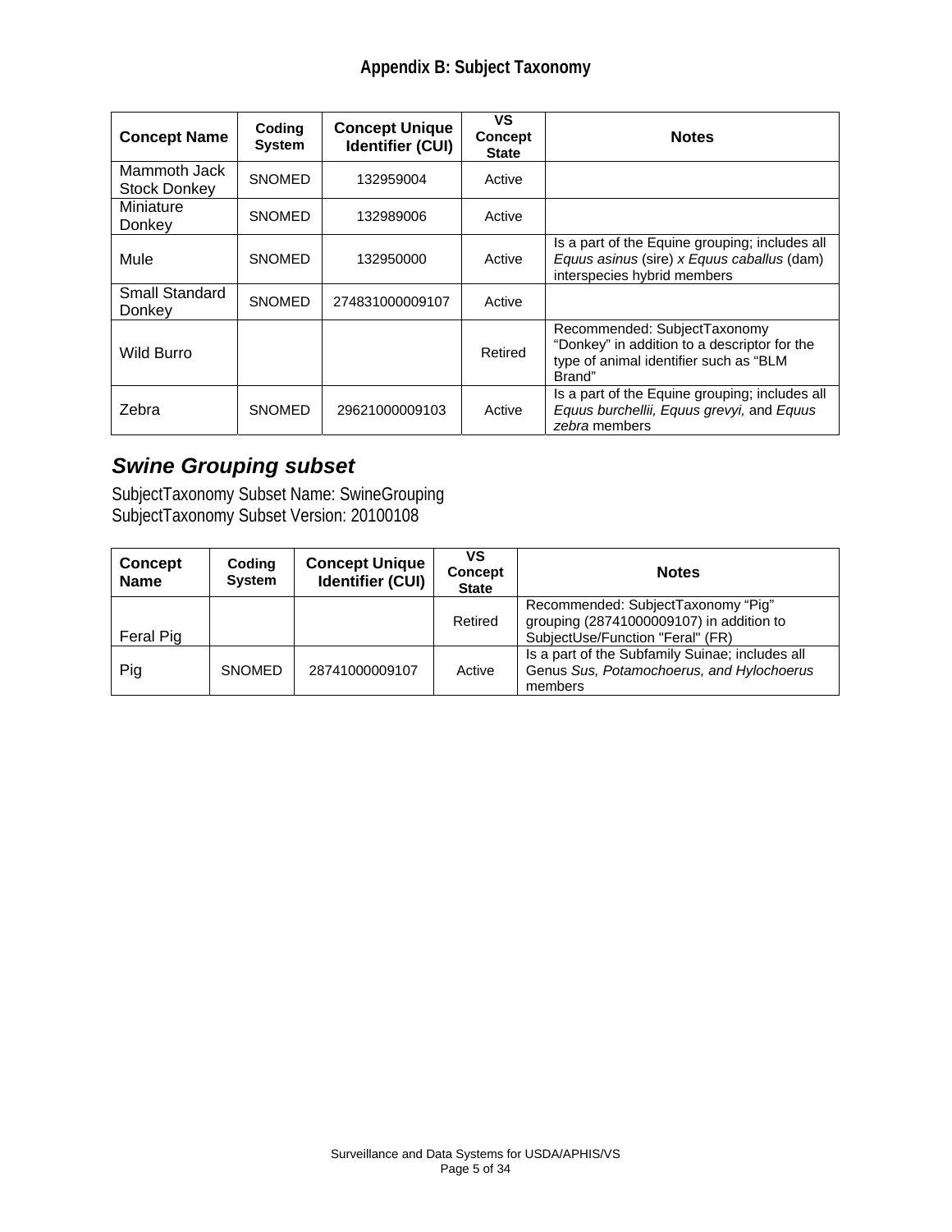# Appendix B: Subject Taxonomy

| Concept Name | Coding System | Concept Unique Identifier (CUI) | VS Concept State | Notes |
|---|---|---|---|---|
| Mammoth Jack Stock Donkey | SNOMED | 132959004 | Active | |
| Miniature Donkey | SNOMED | 132989006 | Active | |
| Mule | SNOMED | 132950000 | Active | Is a part of the Equine grouping; includes all *Equus asinus* (sire) *x Equus caballus* (dam) interspecies hybrid members |
| Small Standard Donkey | SNOMED | 274831000009107 | Active | |
| Wild Burro | | | Retired | Recommended: SubjectTaxonomy "Donkey" in addition to a descriptor for the type of animal identifier such as "BLM Brand" |
| Zebra | SNOMED | 29621000009103 | Active | Is a part of the Equine grouping; includes all *Equus burchellii, Equus grevyi,* and *Equus zebra* members |

## *Swine Grouping subset*

SubjectTaxonomy Subset Name: SwineGrouping
SubjectTaxonomy Subset Version: 20100108

| Concept Name | Coding System | Concept Unique Identifier (CUI) | VS Concept State | Notes |
|---|---|---|---|---|
| Feral Pig | | | Retired | Recommended: SubjectTaxonomy "Pig" grouping (28741000009107) in addition to SubjectUse/Function "Feral" (FR) |
| Pig | SNOMED | 28741000009107 | Active | Is a part of the Subfamily Suinae; includes all Genus *Sus, Potamochoerus, and Hylochoerus* members |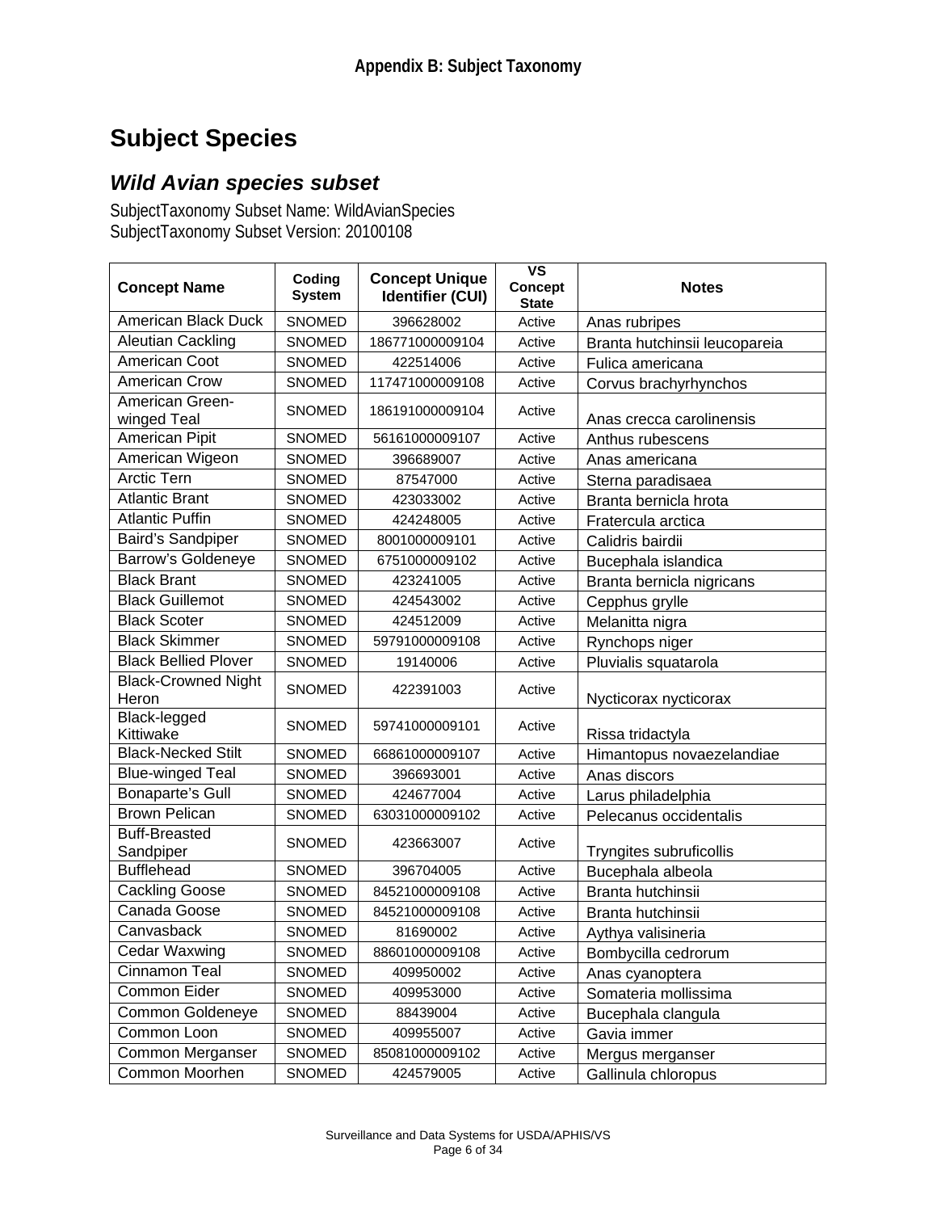# Subject Species

## *Wild Avian species subset*

SubjectTaxonomy Subset Name: WildAvianSpecies
SubjectTaxonomy Subset Version: 20100108

| Concept Name | Coding System | Concept Unique Identifier (CUI) | VS Concept State | Notes |
|---|---|---|---|---|
| American Black Duck | SNOMED | 396628002 | Active | Anas rubripes |
| Aleutian Cackling | SNOMED | 186771000009104 | Active | Branta hutchinsii leucopareia |
| American Coot | SNOMED | 422514006 | Active | Fulica americana |
| American Crow | SNOMED | 117471000009108 | Active | Corvus brachyrhynchos |
| American Green-winged Teal | SNOMED | 186191000009104 | Active | Anas crecca carolinensis |
| American Pipit | SNOMED | 56161000009107 | Active | Anthus rubescens |
| American Wigeon | SNOMED | 396689007 | Active | Anas americana |
| Arctic Tern | SNOMED | 87547000 | Active | Sterna paradisaea |
| Atlantic Brant | SNOMED | 423033002 | Active | Branta bernicla hrota |
| Atlantic Puffin | SNOMED | 424248005 | Active | Fratercula arctica |
| Baird's Sandpiper | SNOMED | 8001000009101 | Active | Calidris bairdii |
| Barrow's Goldeneye | SNOMED | 6751000009102 | Active | Bucephala islandica |
| Black Brant | SNOMED | 423241005 | Active | Branta bernicla nigricans |
| Black Guillemot | SNOMED | 424543002 | Active | Cepphus grylle |
| Black Scoter | SNOMED | 424512009 | Active | Melanitta nigra |
| Black Skimmer | SNOMED | 59791000009108 | Active | Rynchops niger |
| Black Bellied Plover | SNOMED | 19140006 | Active | Pluvialis squatarola |
| Black-Crowned Night Heron | SNOMED | 422391003 | Active | Nycticorax nycticorax |
| Black-legged Kittiwake | SNOMED | 59741000009101 | Active | Rissa tridactyla |
| Black-Necked Stilt | SNOMED | 66861000009107 | Active | Himantopus novaezelandiae |
| Blue-winged Teal | SNOMED | 396693001 | Active | Anas discors |
| Bonaparte's Gull | SNOMED | 424677004 | Active | Larus philadelphia |
| Brown Pelican | SNOMED | 63031000009102 | Active | Pelecanus occidentalis |
| Buff-Breasted Sandpiper | SNOMED | 423663007 | Active | Tryngites subruficollis |
| Bufflehead | SNOMED | 396704005 | Active | Bucephala albeola |
| Cackling Goose | SNOMED | 84521000009108 | Active | Branta hutchinsii |
| Canada Goose | SNOMED | 84521000009108 | Active | Branta hutchinsii |
| Canvasback | SNOMED | 81690002 | Active | Aythya valisineria |
| Cedar Waxwing | SNOMED | 88601000009108 | Active | Bombycilla cedrorum |
| Cinnamon Teal | SNOMED | 409950002 | Active | Anas cyanoptera |
| Common Eider | SNOMED | 409953000 | Active | Somateria mollissima |
| Common Goldeneye | SNOMED | 88439004 | Active | Bucephala clangula |
| Common Loon | SNOMED | 409955007 | Active | Gavia immer |
| Common Merganser | SNOMED | 85081000009102 | Active | Mergus merganser |
| Common Moorhen | SNOMED | 424579005 | Active | Gallinula chloropus |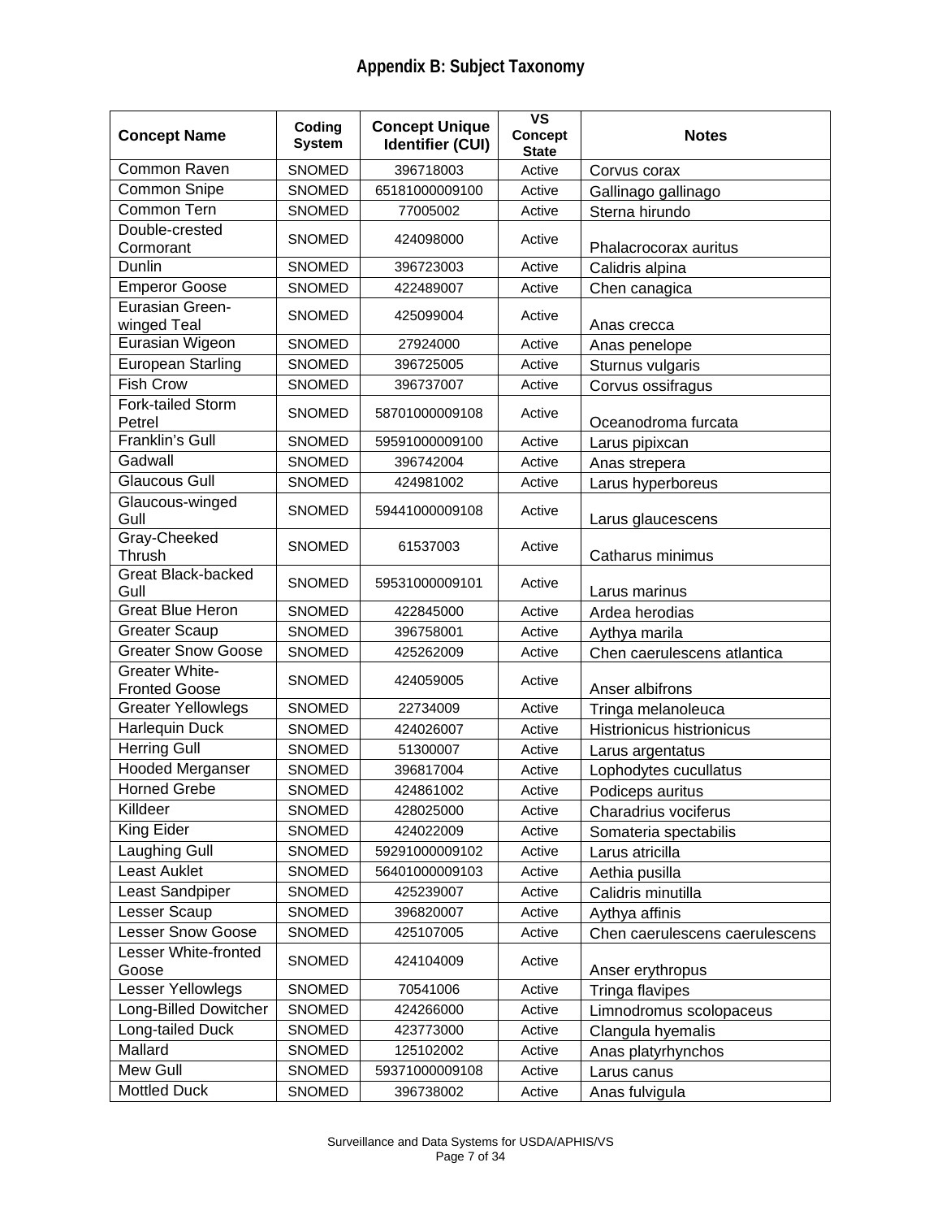## Appendix B: Subject Taxonomy

| Concept Name | Coding System | Concept Unique Identifier (CUI) | VS Concept State | Notes |
|---|---|---|---|---|
| Common Raven | SNOMED | 396718003 | Active | Corvus corax |
| Common Snipe | SNOMED | 65181000009100 | Active | Gallinago gallinago |
| Common Tern | SNOMED | 77005002 | Active | Sterna hirundo |
| Double-crested Cormorant | SNOMED | 424098000 | Active | Phalacrocorax auritus |
| Dunlin | SNOMED | 396723003 | Active | Calidris alpina |
| Emperor Goose | SNOMED | 422489007 | Active | Chen canagica |
| Eurasian Green-winged Teal | SNOMED | 425099004 | Active | Anas crecca |
| Eurasian Wigeon | SNOMED | 27924000 | Active | Anas penelope |
| European Starling | SNOMED | 396725005 | Active | Sturnus vulgaris |
| Fish Crow | SNOMED | 396737007 | Active | Corvus ossifragus |
| Fork-tailed Storm Petrel | SNOMED | 58701000009108 | Active | Oceanodroma furcata |
| Franklin's Gull | SNOMED | 59591000009100 | Active | Larus pipixcan |
| Gadwall | SNOMED | 396742004 | Active | Anas strepera |
| Glaucous Gull | SNOMED | 424981002 | Active | Larus hyperboreus |
| Glaucous-winged Gull | SNOMED | 59441000009108 | Active | Larus glaucescens |
| Gray-Cheeked Thrush | SNOMED | 61537003 | Active | Catharus minimus |
| Great Black-backed Gull | SNOMED | 59531000009101 | Active | Larus marinus |
| Great Blue Heron | SNOMED | 422845000 | Active | Ardea herodias |
| Greater Scaup | SNOMED | 396758001 | Active | Aythya marila |
| Greater Snow Goose | SNOMED | 425262009 | Active | Chen caerulescens atlantica |
| Greater White-Fronted Goose | SNOMED | 424059005 | Active | Anser albifrons |
| Greater Yellowlegs | SNOMED | 22734009 | Active | Tringa melanoleuca |
| Harlequin Duck | SNOMED | 424026007 | Active | Histrionicus histrionicus |
| Herring Gull | SNOMED | 51300007 | Active | Larus argentatus |
| Hooded Merganser | SNOMED | 396817004 | Active | Lophodytes cucullatus |
| Horned Grebe | SNOMED | 424861002 | Active | Podiceps auritus |
| Killdeer | SNOMED | 428025000 | Active | Charadrius vociferus |
| King Eider | SNOMED | 424022009 | Active | Somateria spectabilis |
| Laughing Gull | SNOMED | 59291000009102 | Active | Larus atricilla |
| Least Auklet | SNOMED | 56401000009103 | Active | Aethia pusilla |
| Least Sandpiper | SNOMED | 425239007 | Active | Calidris minutilla |
| Lesser Scaup | SNOMED | 396820007 | Active | Aythya affinis |
| Lesser Snow Goose | SNOMED | 425107005 | Active | Chen caerulescens caerulescens |
| Lesser White-fronted Goose | SNOMED | 424104009 | Active | Anser erythropus |
| Lesser Yellowlegs | SNOMED | 70541006 | Active | Tringa flavipes |
| Long-Billed Dowitcher | SNOMED | 424266000 | Active | Limnodromus scolopaceus |
| Long-tailed Duck | SNOMED | 423773000 | Active | Clangula hyemalis |
| Mallard | SNOMED | 125102002 | Active | Anas platyrhynchos |
| Mew Gull | SNOMED | 59371000009108 | Active | Larus canus |
| Mottled Duck | SNOMED | 396738002 | Active | Anas fulvigula |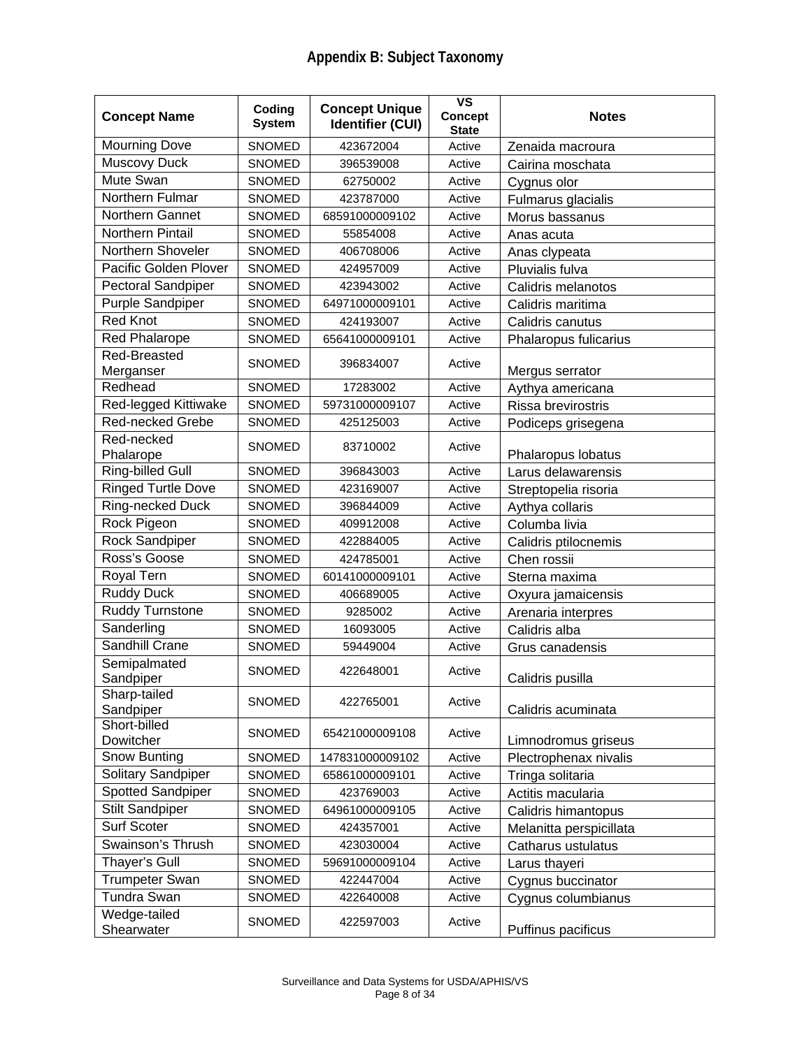## Appendix B: Subject Taxonomy

| Concept Name | Coding System | Concept Unique Identifier (CUI) | VS Concept State | Notes |
|---|---|---|---|---|
| Mourning Dove | SNOMED | 423672004 | Active | Zenaida macroura |
| Muscovy Duck | SNOMED | 396539008 | Active | Cairina moschata |
| Mute Swan | SNOMED | 62750002 | Active | Cygnus olor |
| Northern Fulmar | SNOMED | 423787000 | Active | Fulmarus glacialis |
| Northern Gannet | SNOMED | 68591000009102 | Active | Morus bassanus |
| Northern Pintail | SNOMED | 55854008 | Active | Anas acuta |
| Northern Shoveler | SNOMED | 406708006 | Active | Anas clypeata |
| Pacific Golden Plover | SNOMED | 424957009 | Active | Pluvialis fulva |
| Pectoral Sandpiper | SNOMED | 423943002 | Active | Calidris melanotos |
| Purple Sandpiper | SNOMED | 64971000009101 | Active | Calidris maritima |
| Red Knot | SNOMED | 424193007 | Active | Calidris canutus |
| Red Phalarope | SNOMED | 65641000009101 | Active | Phalaropus fulicarius |
| Red-Breasted Merganser | SNOMED | 396834007 | Active | Mergus serrator |
| Redhead | SNOMED | 17283002 | Active | Aythya americana |
| Red-legged Kittiwake | SNOMED | 59731000009107 | Active | Rissa brevirostris |
| Red-necked Grebe | SNOMED | 425125003 | Active | Podiceps grisegena |
| Red-necked Phalarope | SNOMED | 83710002 | Active | Phalaropus lobatus |
| Ring-billed Gull | SNOMED | 396843003 | Active | Larus delawarensis |
| Ringed Turtle Dove | SNOMED | 423169007 | Active | Streptopelia risoria |
| Ring-necked Duck | SNOMED | 396844009 | Active | Aythya collaris |
| Rock Pigeon | SNOMED | 409912008 | Active | Columba livia |
| Rock Sandpiper | SNOMED | 422884005 | Active | Calidris ptilocnemis |
| Ross's Goose | SNOMED | 424785001 | Active | Chen rossii |
| Royal Tern | SNOMED | 60141000009101 | Active | Sterna maxima |
| Ruddy Duck | SNOMED | 406689005 | Active | Oxyura jamaicensis |
| Ruddy Turnstone | SNOMED | 9285002 | Active | Arenaria interpres |
| Sanderling | SNOMED | 16093005 | Active | Calidris alba |
| Sandhill Crane | SNOMED | 59449004 | Active | Grus canadensis |
| Semipalmated Sandpiper | SNOMED | 422648001 | Active | Calidris pusilla |
| Sharp-tailed Sandpiper | SNOMED | 422765001 | Active | Calidris acuminata |
| Short-billed Dowitcher | SNOMED | 65421000009108 | Active | Limnodromus griseus |
| Snow Bunting | SNOMED | 147831000009102 | Active | Plectrophenax nivalis |
| Solitary Sandpiper | SNOMED | 65861000009101 | Active | Tringa solitaria |
| Spotted Sandpiper | SNOMED | 423769003 | Active | Actitis macularia |
| Stilt Sandpiper | SNOMED | 64961000009105 | Active | Calidris himantopus |
| Surf Scoter | SNOMED | 424357001 | Active | Melanitta perspicillata |
| Swainson's Thrush | SNOMED | 423030004 | Active | Catharus ustulatus |
| Thayer's Gull | SNOMED | 59691000009104 | Active | Larus thayeri |
| Trumpeter Swan | SNOMED | 422447004 | Active | Cygnus buccinator |
| Tundra Swan | SNOMED | 422640008 | Active | Cygnus columbianus |
| Wedge-tailed Shearwater | SNOMED | 422597003 | Active | Puffinus pacificus |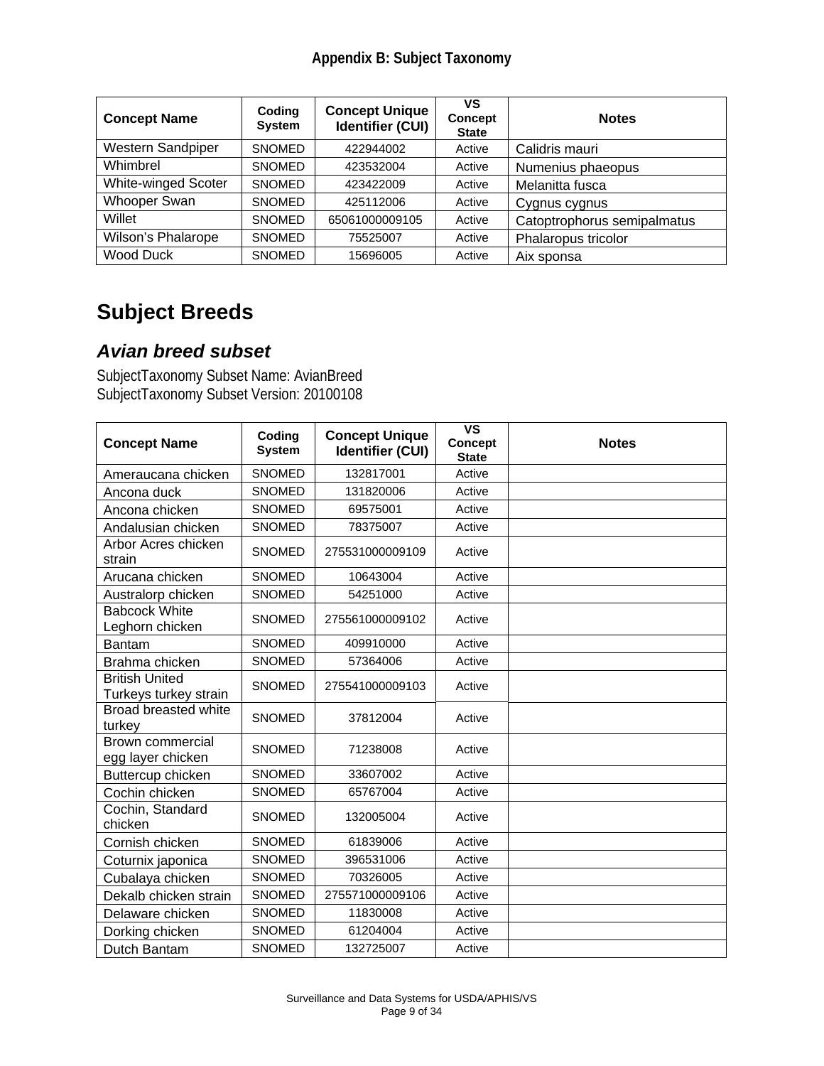# Appendix B: Subject Taxonomy

| Concept Name | Coding System | Concept Unique Identifier (CUI) | VS Concept State | Notes |
|---|---|---|---|---|
| Western Sandpiper | SNOMED | 422944002 | Active | Calidris mauri |
| Whimbrel | SNOMED | 423532004 | Active | Numenius phaeopus |
| White-winged Scoter | SNOMED | 423422009 | Active | Melanitta fusca |
| Whooper Swan | SNOMED | 425112006 | Active | Cygnus cygnus |
| Willet | SNOMED | 65061000009105 | Active | Catoptrophorus semipalmatus |
| Wilson's Phalarope | SNOMED | 75525007 | Active | Phalaropus tricolor |
| Wood Duck | SNOMED | 15696005 | Active | Aix sponsa |

## Subject Breeds

### *Avian breed subset*

SubjectTaxonomy Subset Name: AvianBreed
SubjectTaxonomy Subset Version: 20100108

| Concept Name | Coding System | Concept Unique Identifier (CUI) | VS Concept State | Notes |
|---|---|---|---|---|
| Ameraucana chicken | SNOMED | 132817001 | Active | |
| Ancona duck | SNOMED | 131820006 | Active | |
| Ancona chicken | SNOMED | 69575001 | Active | |
| Andalusian chicken | SNOMED | 78375007 | Active | |
| Arbor Acres chicken strain | SNOMED | 275531000009109 | Active | |
| Arucana chicken | SNOMED | 10643004 | Active | |
| Australorp chicken | SNOMED | 54251000 | Active | |
| Babcock White Leghorn chicken | SNOMED | 275561000009102 | Active | |
| Bantam | SNOMED | 409910000 | Active | |
| Brahma chicken | SNOMED | 57364006 | Active | |
| British United Turkeys turkey strain | SNOMED | 275541000009103 | Active | |
| Broad breasted white turkey | SNOMED | 37812004 | Active | |
| Brown commercial egg layer chicken | SNOMED | 71238008 | Active | |
| Buttercup chicken | SNOMED | 33607002 | Active | |
| Cochin chicken | SNOMED | 65767004 | Active | |
| Cochin, Standard chicken | SNOMED | 132005004 | Active | |
| Cornish chicken | SNOMED | 61839006 | Active | |
| Coturnix japonica | SNOMED | 396531006 | Active | |
| Cubalaya chicken | SNOMED | 70326005 | Active | |
| Dekalb chicken strain | SNOMED | 275571000009106 | Active | |
| Delaware chicken | SNOMED | 11830008 | Active | |
| Dorking chicken | SNOMED | 61204004 | Active | |
| Dutch Bantam | SNOMED | 132725007 | Active | |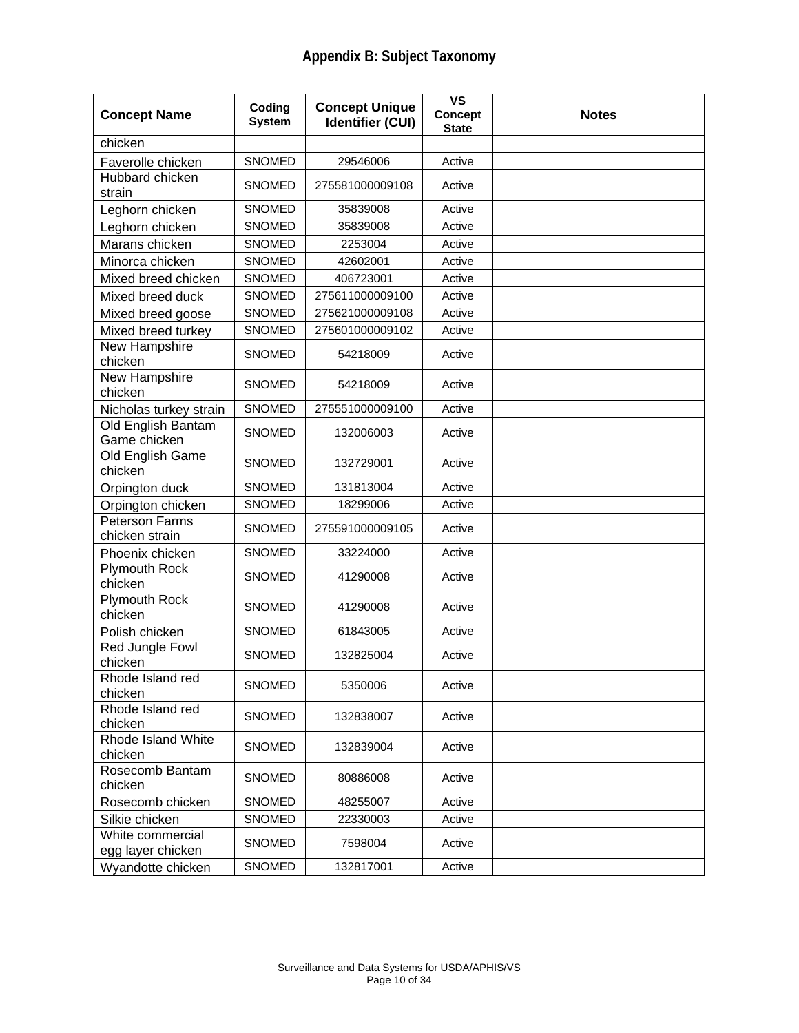# Appendix B: Subject Taxonomy

| Concept Name | Coding System | Concept Unique Identifier (CUI) | VS Concept State | Notes |
|---|---|---|---|---|
| chicken | | | | |
| Faverolle chicken | SNOMED | 29546006 | Active | |
| Hubbard chicken strain | SNOMED | 275581000009108 | Active | |
| Leghorn chicken | SNOMED | 35839008 | Active | |
| Leghorn chicken | SNOMED | 35839008 | Active | |
| Marans chicken | SNOMED | 2253004 | Active | |
| Minorca chicken | SNOMED | 42602001 | Active | |
| Mixed breed chicken | SNOMED | 406723001 | Active | |
| Mixed breed duck | SNOMED | 275611000009100 | Active | |
| Mixed breed goose | SNOMED | 275621000009108 | Active | |
| Mixed breed turkey | SNOMED | 275601000009102 | Active | |
| New Hampshire chicken | SNOMED | 54218009 | Active | |
| New Hampshire chicken | SNOMED | 54218009 | Active | |
| Nicholas turkey strain | SNOMED | 275551000009100 | Active | |
| Old English Bantam Game chicken | SNOMED | 132006003 | Active | |
| Old English Game chicken | SNOMED | 132729001 | Active | |
| Orpington duck | SNOMED | 131813004 | Active | |
| Orpington chicken | SNOMED | 18299006 | Active | |
| Peterson Farms chicken strain | SNOMED | 275591000009105 | Active | |
| Phoenix chicken | SNOMED | 33224000 | Active | |
| Plymouth Rock chicken | SNOMED | 41290008 | Active | |
| Plymouth Rock chicken | SNOMED | 41290008 | Active | |
| Polish chicken | SNOMED | 61843005 | Active | |
| Red Jungle Fowl chicken | SNOMED | 132825004 | Active | |
| Rhode Island red chicken | SNOMED | 5350006 | Active | |
| Rhode Island red chicken | SNOMED | 132838007 | Active | |
| Rhode Island White chicken | SNOMED | 132839004 | Active | |
| Rosecomb Bantam chicken | SNOMED | 80886008 | Active | |
| Rosecomb chicken | SNOMED | 48255007 | Active | |
| Silkie chicken | SNOMED | 22330003 | Active | |
| White commercial egg layer chicken | SNOMED | 7598004 | Active | |
| Wyandotte chicken | SNOMED | 132817001 | Active | |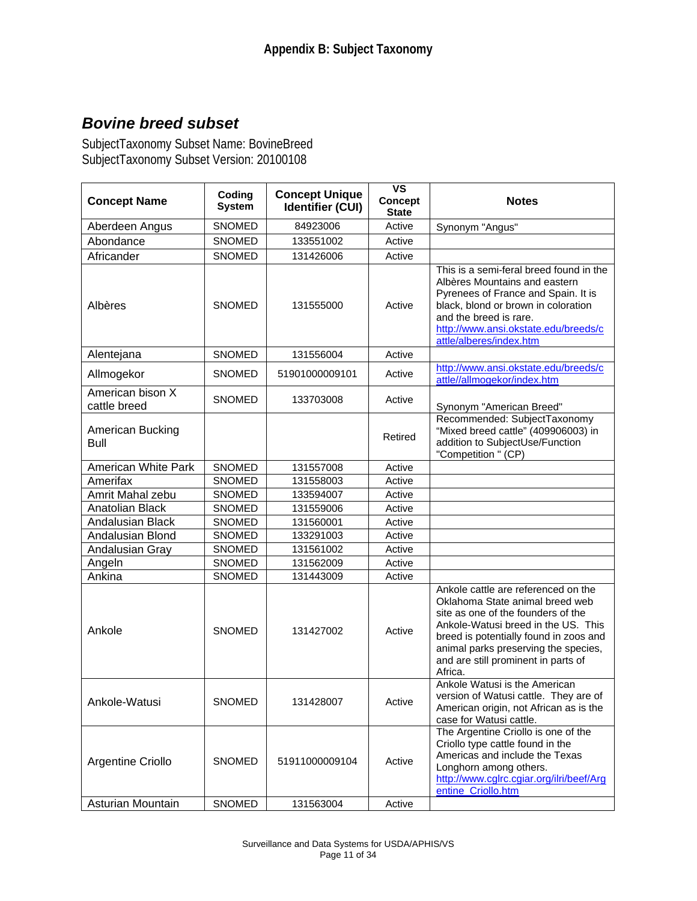## Bovine breed subset

SubjectTaxonomy Subset Name: BovineBreed
SubjectTaxonomy Subset Version: 20100108

| Concept Name | Coding System | Concept Unique Identifier (CUI) | VS Concept State | Notes |
|---|---|---|---|---|
| Aberdeen Angus | SNOMED | 84923006 | Active | Synonym "Angus" |
| Abondance | SNOMED | 133551002 | Active | |
| Africander | SNOMED | 131426006 | Active | |
| Albères | SNOMED | 131555000 | Active | This is a semi-feral breed found in the Albères Mountains and eastern Pyrenees of France and Spain. It is black, blond or brown in coloration and the breed is rare. http://www.ansi.okstate.edu/breeds/cattle/alberes/index.htm |
| Alentejana | SNOMED | 131556004 | Active | |
| Allmogekor | SNOMED | 51901000009101 | Active | http://www.ansi.okstate.edu/breeds/cattle//allmogekor/index.htm |
| American bison X cattle breed | SNOMED | 133703008 | Active | Synonym "American Breed" |
| American Bucking Bull | | | Retired | Recommended: SubjectTaxonomy "Mixed breed cattle" (409906003) in addition to SubjectUse/Function "Competition " (CP) |
| American White Park | SNOMED | 131557008 | Active | |
| Amerifax | SNOMED | 131558003 | Active | |
| Amrit Mahal zebu | SNOMED | 133594007 | Active | |
| Anatolian Black | SNOMED | 131559006 | Active | |
| Andalusian Black | SNOMED | 131560001 | Active | |
| Andalusian Blond | SNOMED | 133291003 | Active | |
| Andalusian Gray | SNOMED | 131561002 | Active | |
| Angeln | SNOMED | 131562009 | Active | |
| Ankina | SNOMED | 131443009 | Active | |
| Ankole | SNOMED | 131427002 | Active | Ankole cattle are referenced on the Oklahoma State animal breed web site as one of the founders of the Ankole-Watusi breed in the US. This breed is potentially found in zoos and animal parks preserving the species, and are still prominent in parts of Africa. |
| Ankole-Watusi | SNOMED | 131428007 | Active | Ankole Watusi is the American version of Watusi cattle. They are of American origin, not African as is the case for Watusi cattle. |
| Argentine Criollo | SNOMED | 51911000009104 | Active | The Argentine Criollo is one of the Criollo type cattle found in the Americas and include the Texas Longhorn among others. http://www.cglrc.cgiar.org/ilri/beef/Argentine_Criollo.htm |
| Asturian Mountain | SNOMED | 131563004 | Active | |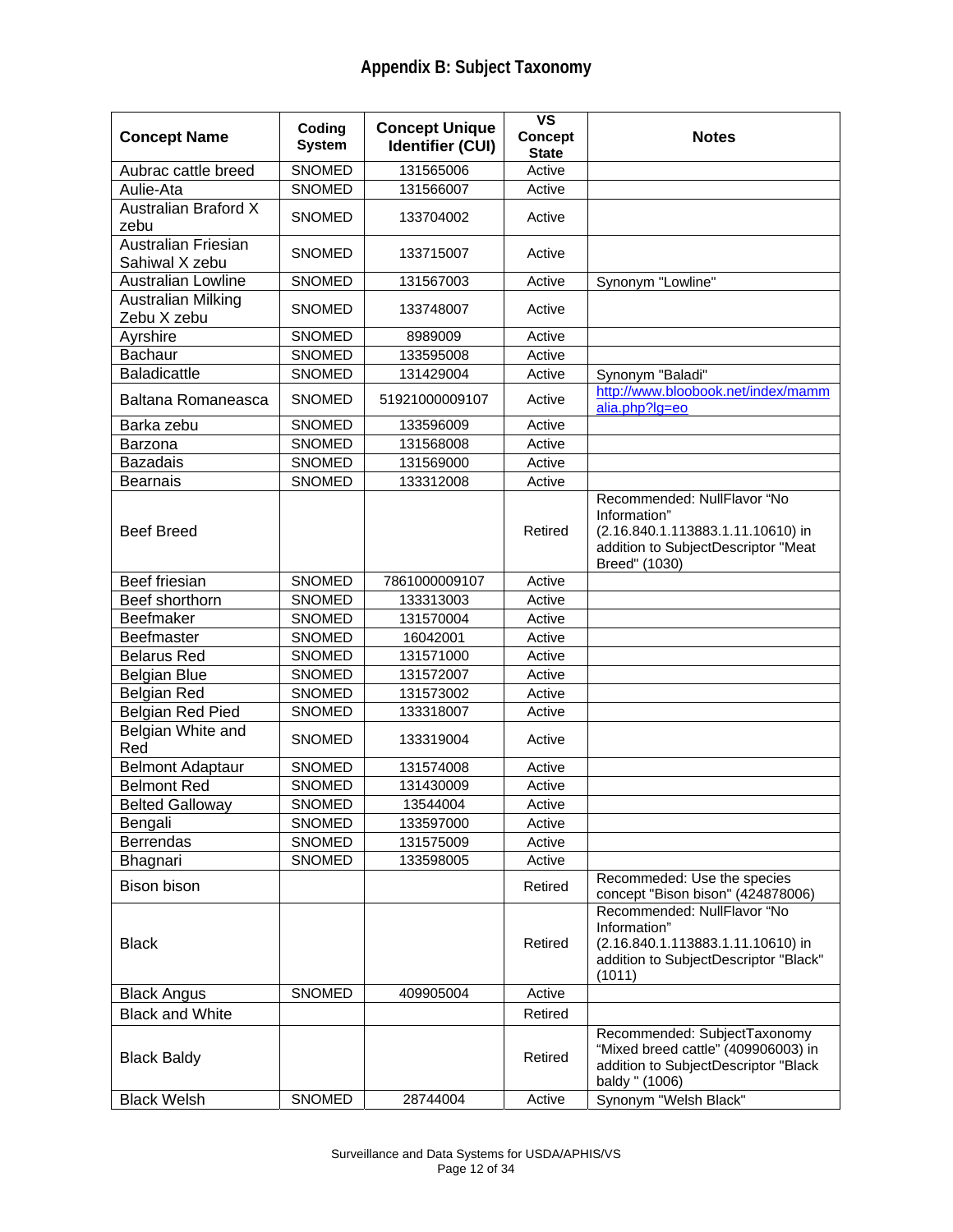## Appendix B: Subject Taxonomy

| Concept Name | Coding System | Concept Unique Identifier (CUI) | VS Concept State | Notes |
|---|---|---|---|---|
| Aubrac cattle breed | SNOMED | 131565006 | Active | |
| Aulie-Ata | SNOMED | 131566007 | Active | |
| Australian Braford X zebu | SNOMED | 133704002 | Active | |
| Australian Friesian Sahiwal X zebu | SNOMED | 133715007 | Active | |
| Australian Lowline | SNOMED | 131567003 | Active | Synonym "Lowline" |
| Australian Milking Zebu X zebu | SNOMED | 133748007 | Active | |
| Ayrshire | SNOMED | 8989009 | Active | |
| Bachaur | SNOMED | 133595008 | Active | |
| Baladicattle | SNOMED | 131429004 | Active | Synonym "Baladi" |
| Baltana Romaneasca | SNOMED | 51921000009107 | Active | http://www.bloobook.net/index/mammalia.php?lg=eo |
| Barka zebu | SNOMED | 133596009 | Active | |
| Barzona | SNOMED | 131568008 | Active | |
| Bazadais | SNOMED | 131569000 | Active | |
| Bearnais | SNOMED | 133312008 | Active | |
| Beef Breed | | | Retired | Recommended: NullFlavor “No Information” (2.16.840.1.113883.1.11.10610) in addition to SubjectDescriptor "Meat Breed" (1030) |
| Beef friesian | SNOMED | 7861000009107 | Active | |
| Beef shorthorn | SNOMED | 133313003 | Active | |
| Beefmaker | SNOMED | 131570004 | Active | |
| Beefmaster | SNOMED | 16042001 | Active | |
| Belarus Red | SNOMED | 131571000 | Active | |
| Belgian Blue | SNOMED | 131572007 | Active | |
| Belgian Red | SNOMED | 131573002 | Active | |
| Belgian Red Pied | SNOMED | 133318007 | Active | |
| Belgian White and Red | SNOMED | 133319004 | Active | |
| Belmont Adaptaur | SNOMED | 131574008 | Active | |
| Belmont Red | SNOMED | 131430009 | Active | |
| Belted Galloway | SNOMED | 13544004 | Active | |
| Bengali | SNOMED | 133597000 | Active | |
| Berrendas | SNOMED | 131575009 | Active | |
| Bhagnari | SNOMED | 133598005 | Active | |
| Bison bison | | | Retired | Recommeded: Use the species concept "Bison bison" (424878006) |
| Black | | | Retired | Recommended: NullFlavor “No Information” (2.16.840.1.113883.1.11.10610) in addition to SubjectDescriptor "Black" (1011) |
| Black Angus | SNOMED | 409905004 | Active | |
| Black and White | | | Retired | |
| Black Baldy | | | Retired | Recommended: SubjectTaxonomy “Mixed breed cattle” (409906003) in addition to SubjectDescriptor "Black baldy " (1006) |
| Black Welsh | SNOMED | 28744004 | Active | Synonym "Welsh Black" |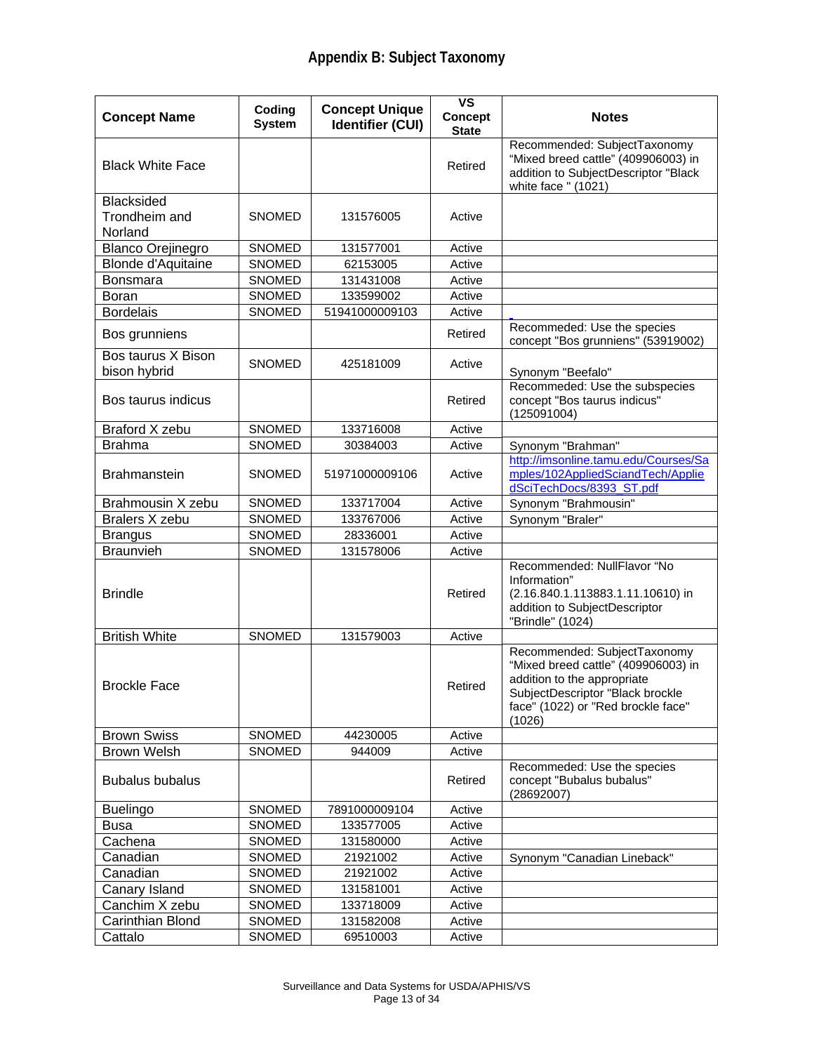# Appendix B: Subject Taxonomy

| Concept Name | Coding System | Concept Unique Identifier (CUI) | VS Concept State | Notes |
|---|---|---|---|---|
| Black White Face | | | Retired | Recommended: SubjectTaxonomy "Mixed breed cattle" (409906003) in addition to SubjectDescriptor "Black white face " (1021) |
| Blacksided Trondheim and Norland | SNOMED | 131576005 | Active | |
| Blanco Orejinegro | SNOMED | 131577001 | Active | |
| Blonde d'Aquitaine | SNOMED | 62153005 | Active | |
| Bonsmara | SNOMED | 131431008 | Active | |
| Boran | SNOMED | 133599002 | Active | |
| Bordelais | SNOMED | 51941000009103 | Active | |
| Bos grunniens | | | Retired | Recommeded: Use the species concept "Bos grunniens" (53919002) |
| Bos taurus X Bison bison hybrid | SNOMED | 425181009 | Active | Synonym "Beefalo" |
| Bos taurus indicus | | | Retired | Recommeded: Use the subspecies concept "Bos taurus indicus" (125091004) |
| Braford X zebu | SNOMED | 133716008 | Active | |
| Brahma | SNOMED | 30384003 | Active | Synonym "Brahman" |
| Brahmanstein | SNOMED | 51971000009106 | Active | http://imsonline.tamu.edu/Courses/Samples/102AppliedSciandTech/AppliedSciTechDocs/8393_ST.pdf |
| Brahmousin X zebu | SNOMED | 133717004 | Active | Synonym "Brahmousin" |
| Bralers X zebu | SNOMED | 133767006 | Active | Synonym "Braler" |
| Brangus | SNOMED | 28336001 | Active | |
| Braunvieh | SNOMED | 131578006 | Active | |
| Brindle | | | Retired | Recommended: NullFlavor "No Information" (2.16.840.1.113883.1.11.10610) in addition to SubjectDescriptor "Brindle" (1024) |
| British White | SNOMED | 131579003 | Active | |
| Brockle Face | | | Retired | Recommended: SubjectTaxonomy "Mixed breed cattle" (409906003) in addition to the appropriate SubjectDescriptor "Black brockle face" (1022) or "Red brockle face" (1026) |
| Brown Swiss | SNOMED | 44230005 | Active | |
| Brown Welsh | SNOMED | 944009 | Active | |
| Bubalus bubalus | | | Retired | Recommeded: Use the species concept "Bubalus bubalus" (28692007) |
| Buelingo | SNOMED | 7891000009104 | Active | |
| Busa | SNOMED | 133577005 | Active | |
| Cachena | SNOMED | 131580000 | Active | |
| Canadian | SNOMED | 21921002 | Active | Synonym "Canadian Lineback" |
| Canadian | SNOMED | 21921002 | Active | |
| Canary Island | SNOMED | 131581001 | Active | |
| Canchim X zebu | SNOMED | 133718009 | Active | |
| Carinthian Blond | SNOMED | 131582008 | Active | |
| Cattalo | SNOMED | 69510003 | Active | |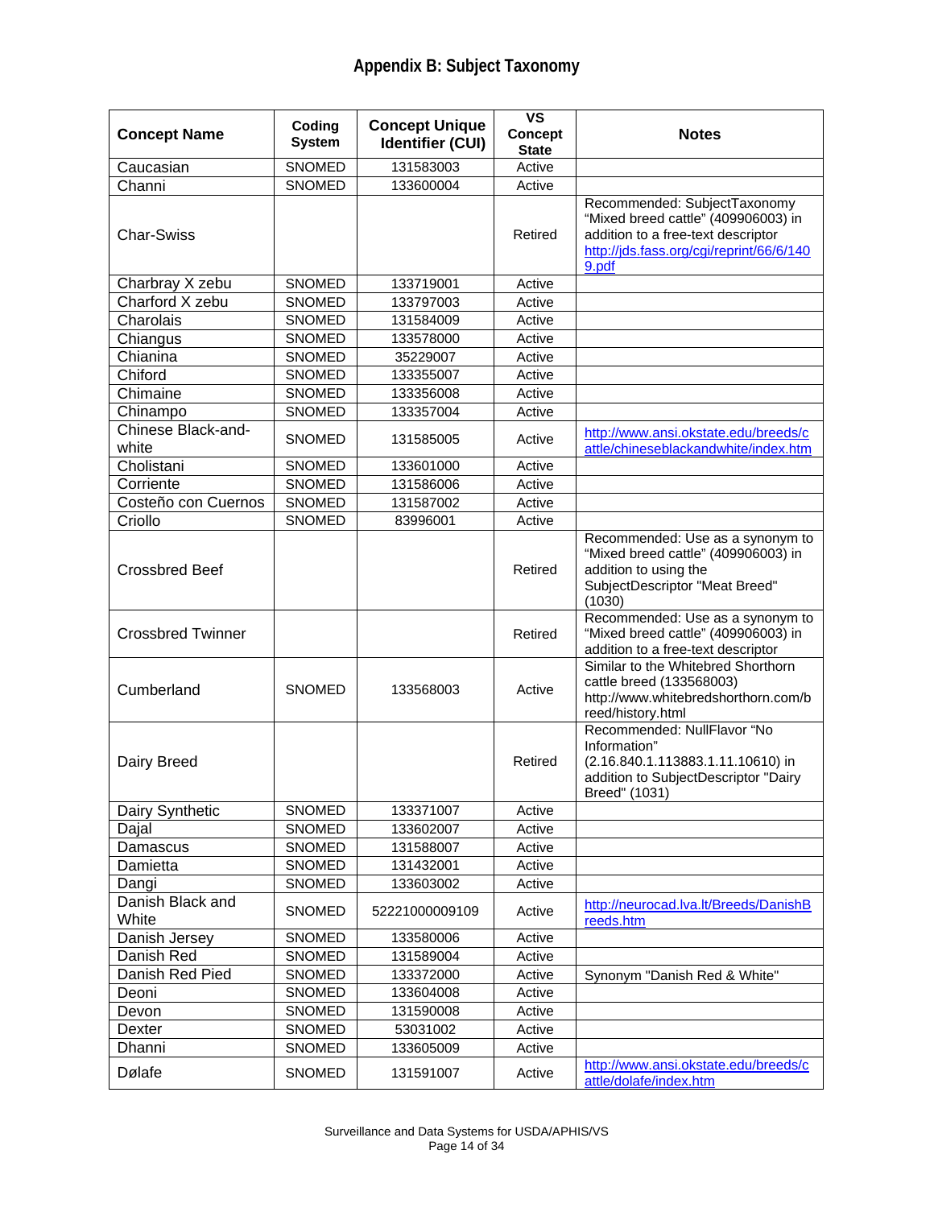# Appendix B: Subject Taxonomy

| Concept Name | Coding System | Concept Unique Identifier (CUI) | VS Concept State | Notes |
|---|---|---|---|---|
| Caucasian | SNOMED | 131583003 | Active | |
| Channi | SNOMED | 133600004 | Active | |
| Char-Swiss | | | Retired | Recommended: SubjectTaxonomy “Mixed breed cattle” (409906003) in addition to a free-text descriptor http://jds.fass.org/cgi/reprint/66/6/1409.pdf |
| Charbray X zebu | SNOMED | 133719001 | Active | |
| Charford X zebu | SNOMED | 133797003 | Active | |
| Charolais | SNOMED | 131584009 | Active | |
| Chiangus | SNOMED | 133578000 | Active | |
| Chianina | SNOMED | 35229007 | Active | |
| Chiford | SNOMED | 133355007 | Active | |
| Chimaine | SNOMED | 133356008 | Active | |
| Chinampo | SNOMED | 133357004 | Active | |
| Chinese Black-and-white | SNOMED | 131585005 | Active | http://www.ansi.okstate.edu/breeds/cattle/chineseblackandwhite/index.htm |
| Cholistani | SNOMED | 133601000 | Active | |
| Corriente | SNOMED | 131586006 | Active | |
| Costeño con Cuernos | SNOMED | 131587002 | Active | |
| Criollo | SNOMED | 83996001 | Active | |
| Crossbred Beef | | | Retired | Recommended: Use as a synonym to “Mixed breed cattle” (409906003) in addition to using the SubjectDescriptor "Meat Breed" (1030) |
| Crossbred Twinner | | | Retired | Recommended: Use as a synonym to “Mixed breed cattle” (409906003) in addition to a free-text descriptor |
| Cumberland | SNOMED | 133568003 | Active | Similar to the Whitebred Shorthorn cattle breed (133568003) http://www.whitebredshorthorn.com/breed/history.html |
| Dairy Breed | | | Retired | Recommended: NullFlavor “No Information” (2.16.840.1.113883.1.11.10610) in addition to SubjectDescriptor "Dairy Breed" (1031) |
| Dairy Synthetic | SNOMED | 133371007 | Active | |
| Dajal | SNOMED | 133602007 | Active | |
| Damascus | SNOMED | 131588007 | Active | |
| Damietta | SNOMED | 131432001 | Active | |
| Dangi | SNOMED | 133603002 | Active | |
| Danish Black and White | SNOMED | 52221000009109 | Active | http://neurocad.lva.lt/Breeds/DanishBreeds.htm |
| Danish Jersey | SNOMED | 133580006 | Active | |
| Danish Red | SNOMED | 131589004 | Active | |
| Danish Red Pied | SNOMED | 133372000 | Active | Synonym "Danish Red & White" |
| Deoni | SNOMED | 133604008 | Active | |
| Devon | SNOMED | 131590008 | Active | |
| Dexter | SNOMED | 53031002 | Active | |
| Dhanni | SNOMED | 133605009 | Active | |
| Dølafe | SNOMED | 131591007 | Active | http://www.ansi.okstate.edu/breeds/cattle/dolafe/index.htm |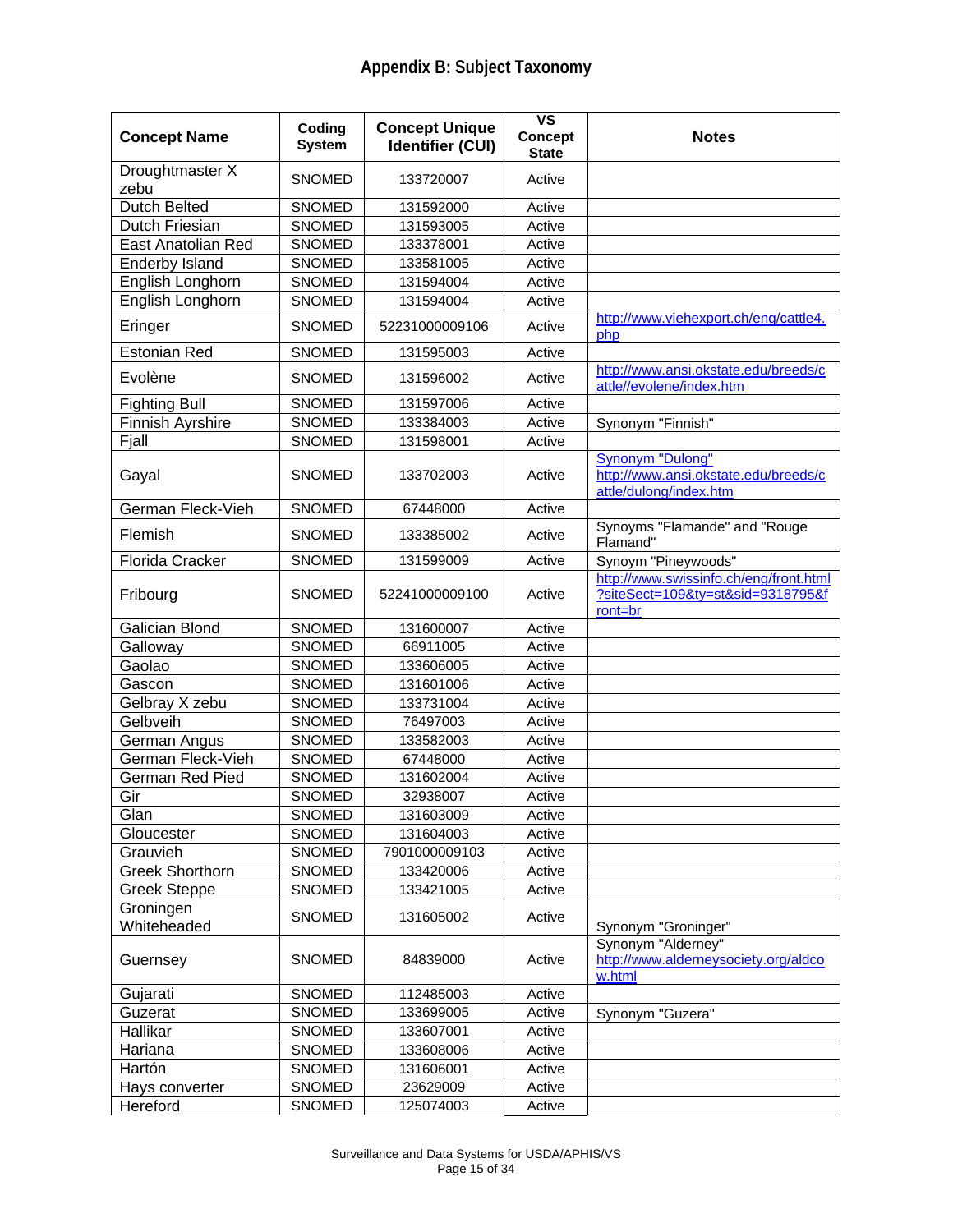# Appendix B: Subject Taxonomy

| Concept Name | Coding System | Concept Unique Identifier (CUI) | VS Concept State | Notes |
|---|---|---|---|---|
| Droughtmaster X zebu | SNOMED | 133720007 | Active | |
| Dutch Belted | SNOMED | 131592000 | Active | |
| Dutch Friesian | SNOMED | 131593005 | Active | |
| East Anatolian Red | SNOMED | 133378001 | Active | |
| Enderby Island | SNOMED | 133581005 | Active | |
| English Longhorn | SNOMED | 131594004 | Active | |
| English Longhorn | SNOMED | 131594004 | Active | |
| Eringer | SNOMED | 52231000009106 | Active | http://www.viehexport.ch/eng/cattle4.php |
| Estonian Red | SNOMED | 131595003 | Active | |
| Evolène | SNOMED | 131596002 | Active | http://www.ansi.okstate.edu/breeds/cattle//evolene/index.htm |
| Fighting Bull | SNOMED | 131597006 | Active | |
| Finnish Ayrshire | SNOMED | 133384003 | Active | Synonym "Finnish" |
| Fjall | SNOMED | 131598001 | Active | |
| Gayal | SNOMED | 133702003 | Active | Synonym "Dulong" http://www.ansi.okstate.edu/breeds/cattle/dulong/index.htm |
| German Fleck-Vieh | SNOMED | 67448000 | Active | |
| Flemish | SNOMED | 133385002 | Active | Synoyms "Flamande" and "Rouge Flamand" |
| Florida Cracker | SNOMED | 131599009 | Active | Synoym "Pineywoods" |
| Fribourg | SNOMED | 52241000009100 | Active | http://www.swissinfo.ch/eng/front.html?siteSect=109&ty=st&sid=9318795&front=br |
| Galician Blond | SNOMED | 131600007 | Active | |
| Galloway | SNOMED | 66911005 | Active | |
| Gaolao | SNOMED | 133606005 | Active | |
| Gascon | SNOMED | 131601006 | Active | |
| Gelbray X zebu | SNOMED | 133731004 | Active | |
| Gelbveih | SNOMED | 76497003 | Active | |
| German Angus | SNOMED | 133582003 | Active | |
| German Fleck-Vieh | SNOMED | 67448000 | Active | |
| German Red Pied | SNOMED | 131602004 | Active | |
| Gir | SNOMED | 32938007 | Active | |
| Glan | SNOMED | 131603009 | Active | |
| Gloucester | SNOMED | 131604003 | Active | |
| Grauvieh | SNOMED | 7901000009103 | Active | |
| Greek Shorthorn | SNOMED | 133420006 | Active | |
| Greek Steppe | SNOMED | 133421005 | Active | |
| Groningen Whiteheaded | SNOMED | 131605002 | Active | Synonym "Groninger" |
| Guernsey | SNOMED | 84839000 | Active | Synonym "Alderney" http://www.alderneysociety.org/aldcow.html |
| Gujarati | SNOMED | 112485003 | Active | |
| Guzerat | SNOMED | 133699005 | Active | Synonym "Guzera" |
| Hallikar | SNOMED | 133607001 | Active | |
| Hariana | SNOMED | 133608006 | Active | |
| Hartón | SNOMED | 131606001 | Active | |
| Hays converter | SNOMED | 23629009 | Active | |
| Hereford | SNOMED | 125074003 | Active | |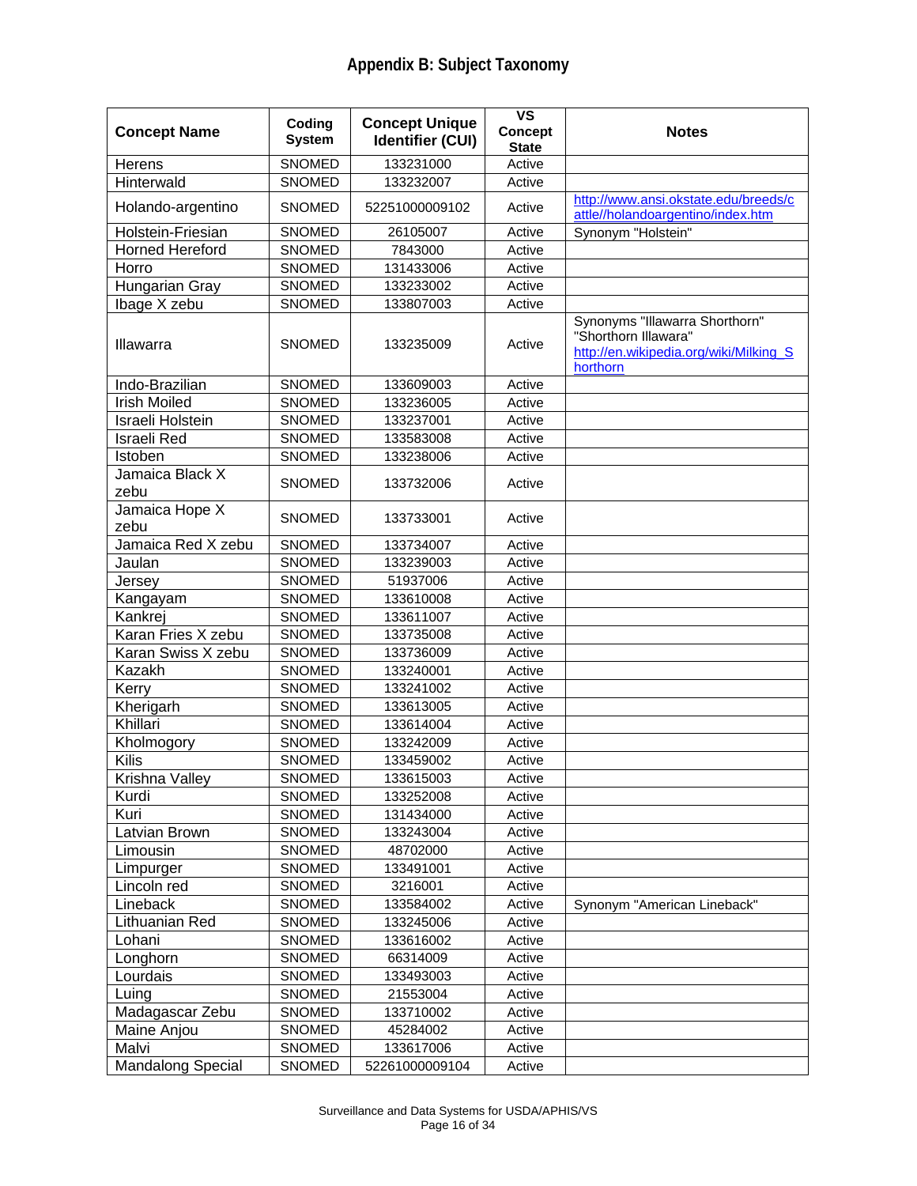# Appendix B: Subject Taxonomy

| Concept Name | Coding System | Concept Unique Identifier (CUI) | VS Concept State | Notes |
|---|---|---|---|---|
| Herens | SNOMED | 133231000 | Active | |
| Hinterwald | SNOMED | 133232007 | Active | |
| Holando-argentino | SNOMED | 52251000009102 | Active | http://www.ansi.okstate.edu/breeds/cattle//holandoargentino/index.htm |
| Holstein-Friesian | SNOMED | 26105007 | Active | Synonym "Holstein" |
| Horned Hereford | SNOMED | 7843000 | Active | |
| Horro | SNOMED | 131433006 | Active | |
| Hungarian Gray | SNOMED | 133233002 | Active | |
| Ibage X zebu | SNOMED | 133807003 | Active | |
| Illawarra | SNOMED | 133235009 | Active | Synonyms "Illawarra Shorthorn" "Shorthorn Illawara" http://en.wikipedia.org/wiki/Milking_Shorthorn |
| Indo-Brazilian | SNOMED | 133609003 | Active | |
| Irish Moiled | SNOMED | 133236005 | Active | |
| Israeli Holstein | SNOMED | 133237001 | Active | |
| Israeli Red | SNOMED | 133583008 | Active | |
| Istoben | SNOMED | 133238006 | Active | |
| Jamaica Black X zebu | SNOMED | 133732006 | Active | |
| Jamaica Hope X zebu | SNOMED | 133733001 | Active | |
| Jamaica Red X zebu | SNOMED | 133734007 | Active | |
| Jaulan | SNOMED | 133239003 | Active | |
| Jersey | SNOMED | 51937006 | Active | |
| Kangayam | SNOMED | 133610008 | Active | |
| Kankrej | SNOMED | 133611007 | Active | |
| Karan Fries X zebu | SNOMED | 133735008 | Active | |
| Karan Swiss X zebu | SNOMED | 133736009 | Active | |
| Kazakh | SNOMED | 133240001 | Active | |
| Kerry | SNOMED | 133241002 | Active | |
| Kherigarh | SNOMED | 133613005 | Active | |
| Khillari | SNOMED | 133614004 | Active | |
| Kholmogory | SNOMED | 133242009 | Active | |
| Kilis | SNOMED | 133459002 | Active | |
| Krishna Valley | SNOMED | 133615003 | Active | |
| Kurdi | SNOMED | 133252008 | Active | |
| Kuri | SNOMED | 131434000 | Active | |
| Latvian Brown | SNOMED | 133243004 | Active | |
| Limousin | SNOMED | 48702000 | Active | |
| Limpurger | SNOMED | 133491001 | Active | |
| Lincoln red | SNOMED | 3216001 | Active | |
| Lineback | SNOMED | 133584002 | Active | Synonym "American Lineback" |
| Lithuanian Red | SNOMED | 133245006 | Active | |
| Lohani | SNOMED | 133616002 | Active | |
| Longhorn | SNOMED | 66314009 | Active | |
| Lourdais | SNOMED | 133493003 | Active | |
| Luing | SNOMED | 21553004 | Active | |
| Madagascar Zebu | SNOMED | 133710002 | Active | |
| Maine Anjou | SNOMED | 45284002 | Active | |
| Malvi | SNOMED | 133617006 | Active | |
| Mandalong Special | SNOMED | 52261000009104 | Active | |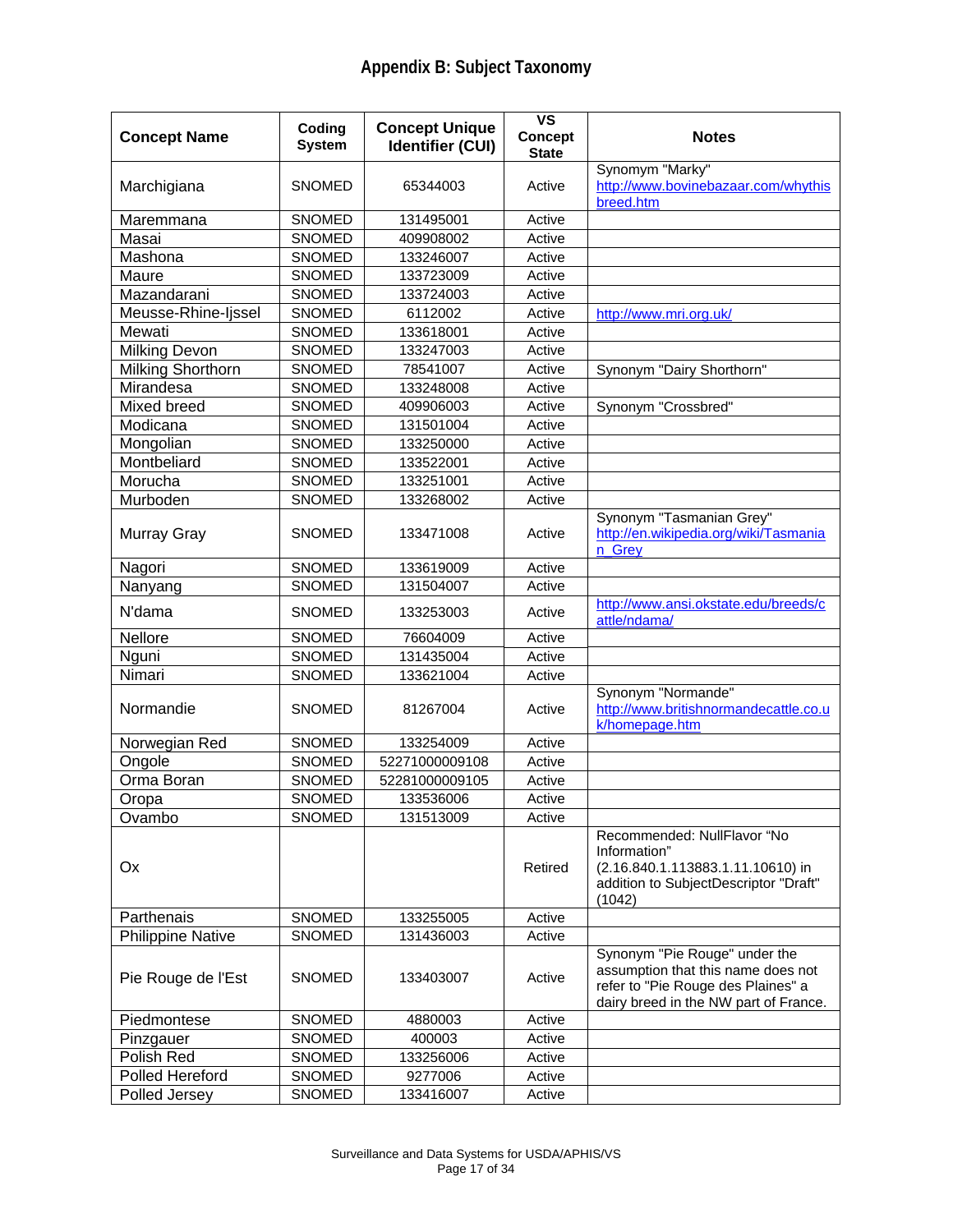# Appendix B: Subject Taxonomy

| Concept Name | Coding System | Concept Unique Identifier (CUI) | VS Concept State | Notes |
|---|---|---|---|---|
| Marchigiana | SNOMED | 65344003 | Active | Synomym "Marky" http://www.bovinebazaar.com/whythisbreed.htm |
| Maremmana | SNOMED | 131495001 | Active | |
| Masai | SNOMED | 409908002 | Active | |
| Mashona | SNOMED | 133246007 | Active | |
| Maure | SNOMED | 133723009 | Active | |
| Mazandarani | SNOMED | 133724003 | Active | |
| Meusse-Rhine-Ijssel | SNOMED | 6112002 | Active | http://www.mri.org.uk/ |
| Mewati | SNOMED | 133618001 | Active | |
| Milking Devon | SNOMED | 133247003 | Active | |
| Milking Shorthorn | SNOMED | 78541007 | Active | Synonym "Dairy Shorthorn" |
| Mirandesa | SNOMED | 133248008 | Active | |
| Mixed breed | SNOMED | 409906003 | Active | Synonym "Crossbred" |
| Modicana | SNOMED | 131501004 | Active | |
| Mongolian | SNOMED | 133250000 | Active | |
| Montbeliard | SNOMED | 133522001 | Active | |
| Morucha | SNOMED | 133251001 | Active | |
| Murboden | SNOMED | 133268002 | Active | |
| Murray Gray | SNOMED | 133471008 | Active | Synonym "Tasmanian Grey" http://en.wikipedia.org/wiki/Tasmanian_Grey |
| Nagori | SNOMED | 133619009 | Active | |
| Nanyang | SNOMED | 131504007 | Active | |
| N'dama | SNOMED | 133253003 | Active | http://www.ansi.okstate.edu/breeds/cattle/ndama/ |
| Nellore | SNOMED | 76604009 | Active | |
| Nguni | SNOMED | 131435004 | Active | |
| Nimari | SNOMED | 133621004 | Active | |
| Normandie | SNOMED | 81267004 | Active | Synonym "Normande" http://www.britishnormandecattle.co.uk/homepage.htm |
| Norwegian Red | SNOMED | 133254009 | Active | |
| Ongole | SNOMED | 52271000009108 | Active | |
| Orma Boran | SNOMED | 52281000009105 | Active | |
| Oropa | SNOMED | 133536006 | Active | |
| Ovambo | SNOMED | 131513009 | Active | |
| Ox | | | Retired | Recommended: NullFlavor "No Information" (2.16.840.1.113883.1.11.10610) in addition to SubjectDescriptor "Draft" (1042) |
| Parthenais | SNOMED | 133255005 | Active | |
| Philippine Native | SNOMED | 131436003 | Active | |
| Pie Rouge de l'Est | SNOMED | 133403007 | Active | Synonym "Pie Rouge" under the assumption that this name does not refer to "Pie Rouge des Plaines" a dairy breed in the NW part of France. |
| Piedmontese | SNOMED | 4880003 | Active | |
| Pinzgauer | SNOMED | 400003 | Active | |
| Polish Red | SNOMED | 133256006 | Active | |
| Polled Hereford | SNOMED | 9277006 | Active | |
| Polled Jersey | SNOMED | 133416007 | Active | |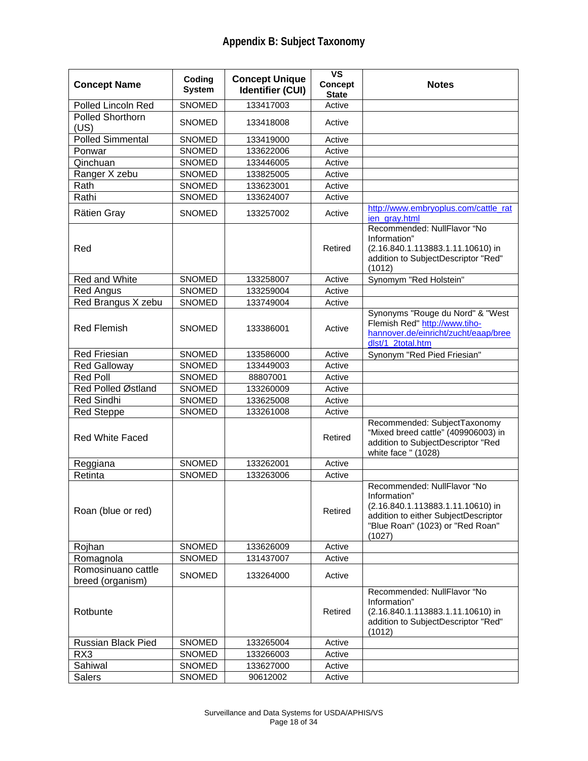## Appendix B: Subject Taxonomy

| Concept Name | Coding System | Concept Unique Identifier (CUI) | VS Concept State | Notes |
|---|---|---|---|---|
| Polled Lincoln Red | SNOMED | 133417003 | Active | |
| Polled Shorthorn (US) | SNOMED | 133418008 | Active | |
| Polled Simmental | SNOMED | 133419000 | Active | |
| Ponwar | SNOMED | 133622006 | Active | |
| Qinchuan | SNOMED | 133446005 | Active | |
| Ranger X zebu | SNOMED | 133825005 | Active | |
| Rath | SNOMED | 133623001 | Active | |
| Rathi | SNOMED | 133624007 | Active | |
| Rätien Gray | SNOMED | 133257002 | Active | http://www.embryoplus.com/cattle_ratien_gray.html |
| Red | | | Retired | Recommended: NullFlavor "No Information" (2.16.840.1.113883.1.11.10610) in addition to SubjectDescriptor "Red" (1012) |
| Red and White | SNOMED | 133258007 | Active | Synomym "Red Holstein" |
| Red Angus | SNOMED | 133259004 | Active | |
| Red Brangus X zebu | SNOMED | 133749004 | Active | |
| Red Flemish | SNOMED | 133386001 | Active | Synonyms "Rouge du Nord" & "West Flemish Red" http://www.tiho-hannover.de/einricht/zucht/eaap/breedlst/1_2total.htm |
| Red Friesian | SNOMED | 133586000 | Active | Synonym "Red Pied Friesian" |
| Red Galloway | SNOMED | 133449003 | Active | |
| Red Poll | SNOMED | 88807001 | Active | |
| Red Polled Østland | SNOMED | 133260009 | Active | |
| Red Sindhi | SNOMED | 133625008 | Active | |
| Red Steppe | SNOMED | 133261008 | Active | |
| Red White Faced | | | Retired | Recommended: SubjectTaxonomy "Mixed breed cattle" (409906003) in addition to SubjectDescriptor "Red white face " (1028) |
| Reggiana | SNOMED | 133262001 | Active | |
| Retinta | SNOMED | 133263006 | Active | |
| Roan (blue or red) | | | Retired | Recommended: NullFlavor "No Information" (2.16.840.1.113883.1.11.10610) in addition to either SubjectDescriptor "Blue Roan" (1023) or "Red Roan" (1027) |
| Rojhan | SNOMED | 133626009 | Active | |
| Romagnola | SNOMED | 131437007 | Active | |
| Romosinuano cattle breed (organism) | SNOMED | 133264000 | Active | |
| Rotbunte | | | Retired | Recommended: NullFlavor "No Information" (2.16.840.1.113883.1.11.10610) in addition to SubjectDescriptor "Red" (1012) |
| Russian Black Pied | SNOMED | 133265004 | Active | |
| RX3 | SNOMED | 133266003 | Active | |
| Sahiwal | SNOMED | 133627000 | Active | |
| Salers | SNOMED | 90612002 | Active | |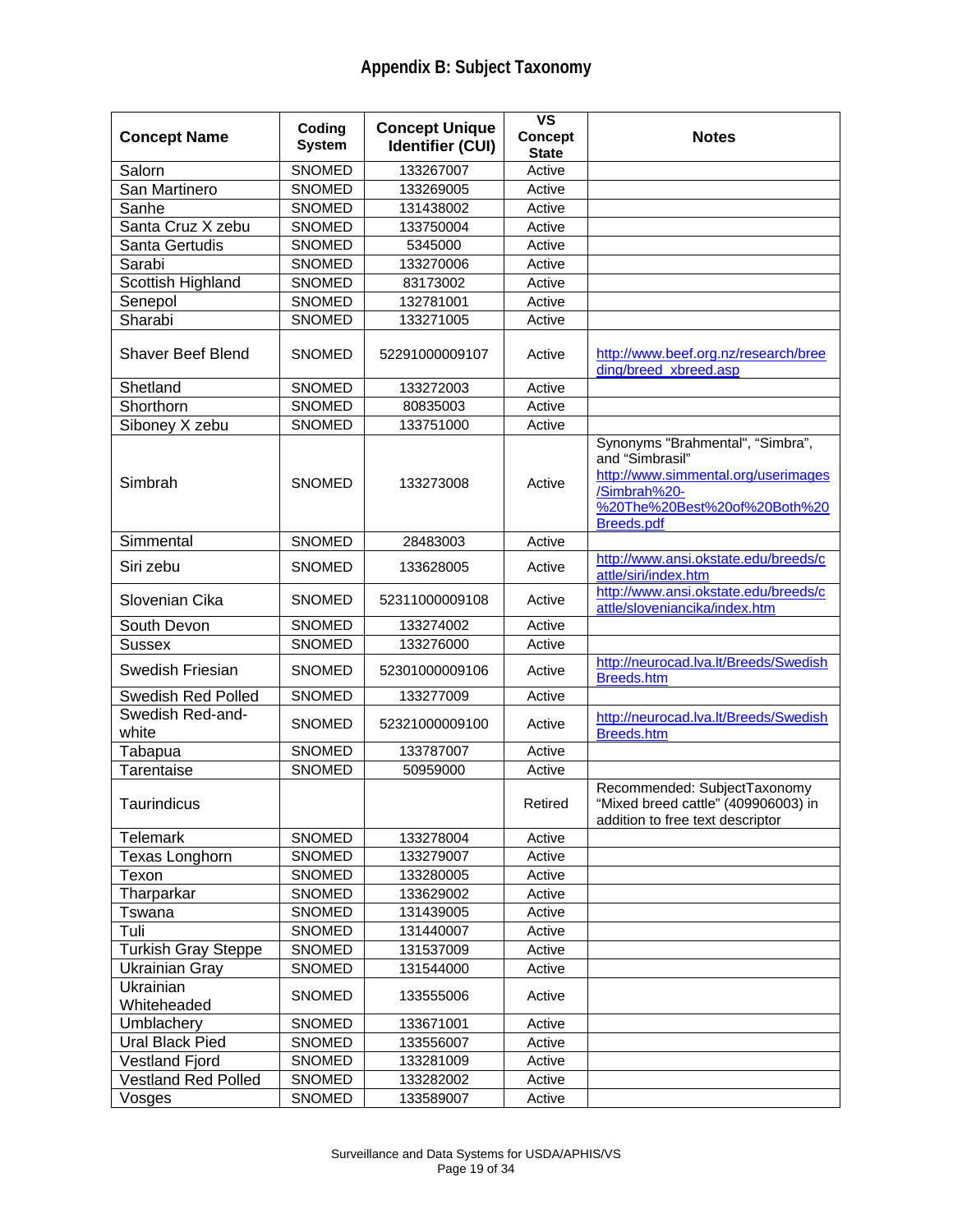# Appendix B: Subject Taxonomy

| Concept Name | Coding System | Concept Unique Identifier (CUI) | VS Concept State | Notes |
|---|---|---|---|---|
| Salorn | SNOMED | 133267007 | Active | |
| San Martinero | SNOMED | 133269005 | Active | |
| Sanhe | SNOMED | 131438002 | Active | |
| Santa Cruz X zebu | SNOMED | 133750004 | Active | |
| Santa Gertudis | SNOMED | 5345000 | Active | |
| Sarabi | SNOMED | 133270006 | Active | |
| Scottish Highland | SNOMED | 83173002 | Active | |
| Senepol | SNOMED | 132781001 | Active | |
| Sharabi | SNOMED | 133271005 | Active | |
| Shaver Beef Blend | SNOMED | 52291000009107 | Active | http://www.beef.org.nz/research/breeding/breed_xbreed.asp |
| Shetland | SNOMED | 133272003 | Active | |
| Shorthorn | SNOMED | 80835003 | Active | |
| Siboney X zebu | SNOMED | 133751000 | Active | |
| Simbrah | SNOMED | 133273008 | Active | Synonyms "Brahmental", "Simbra", and "Simbrasil" http://www.simmental.org/userimages/Simbrah%20-%20The%20Best%20of%20Both%20Breeds.pdf |
| Simmental | SNOMED | 28483003 | Active | |
| Siri zebu | SNOMED | 133628005 | Active | http://www.ansi.okstate.edu/breeds/cattle/siri/index.htm |
| Slovenian Cika | SNOMED | 52311000009108 | Active | http://www.ansi.okstate.edu/breeds/cattle/sloveniancika/index.htm |
| South Devon | SNOMED | 133274002 | Active | |
| Sussex | SNOMED | 133276000 | Active | |
| Swedish Friesian | SNOMED | 52301000009106 | Active | http://neurocad.lva.lt/Breeds/SwedishBreeds.htm |
| Swedish Red Polled | SNOMED | 133277009 | Active | |
| Swedish Red-and-white | SNOMED | 52321000009100 | Active | http://neurocad.lva.lt/Breeds/SwedishBreeds.htm |
| Tabapua | SNOMED | 133787007 | Active | |
| Tarentaise | SNOMED | 50959000 | Active | |
| Taurindicus | | | Retired | Recommended: SubjectTaxonomy "Mixed breed cattle" (409906003) in addition to free text descriptor |
| Telemark | SNOMED | 133278004 | Active | |
| Texas Longhorn | SNOMED | 133279007 | Active | |
| Texon | SNOMED | 133280005 | Active | |
| Tharparkar | SNOMED | 133629002 | Active | |
| Tswana | SNOMED | 131439005 | Active | |
| Tuli | SNOMED | 131440007 | Active | |
| Turkish Gray Steppe | SNOMED | 131537009 | Active | |
| Ukrainian Gray | SNOMED | 131544000 | Active | |
| Ukrainian Whiteheaded | SNOMED | 133555006 | Active | |
| Umblachery | SNOMED | 133671001 | Active | |
| Ural Black Pied | SNOMED | 133556007 | Active | |
| Vestland Fjord | SNOMED | 133281009 | Active | |
| Vestland Red Polled | SNOMED | 133282002 | Active | |
| Vosges | SNOMED | 133589007 | Active | |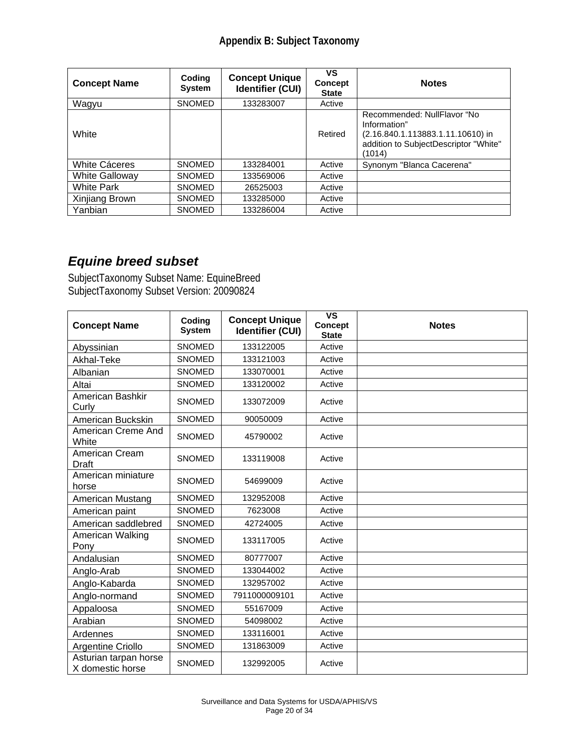## Appendix B: Subject Taxonomy

| Concept Name | Coding System | Concept Unique Identifier (CUI) | VS Concept State | Notes |
|---|---|---|---|---|
| Wagyu | SNOMED | 133283007 | Active | |
| White | | | Retired | Recommended: NullFlavor "No Information" (2.16.840.1.113883.1.11.10610) in addition to SubjectDescriptor "White" (1014) |
| White Cáceres | SNOMED | 133284001 | Active | Synonym "Blanca Cacerena" |
| White Galloway | SNOMED | 133569006 | Active | |
| White Park | SNOMED | 26525003 | Active | |
| Xinjiang Brown | SNOMED | 133285000 | Active | |
| Yanbian | SNOMED | 133286004 | Active | |

### *Equine breed subset*

SubjectTaxonomy Subset Name: EquineBreed
SubjectTaxonomy Subset Version: 20090824

| Concept Name | Coding System | Concept Unique Identifier (CUI) | VS Concept State | Notes |
|---|---|---|---|---|
| Abyssinian | SNOMED | 133122005 | Active | |
| Akhal-Teke | SNOMED | 133121003 | Active | |
| Albanian | SNOMED | 133070001 | Active | |
| Altai | SNOMED | 133120002 | Active | |
| American Bashkir Curly | SNOMED | 133072009 | Active | |
| American Buckskin | SNOMED | 90050009 | Active | |
| American Creme And White | SNOMED | 45790002 | Active | |
| American Cream Draft | SNOMED | 133119008 | Active | |
| American miniature horse | SNOMED | 54699009 | Active | |
| American Mustang | SNOMED | 132952008 | Active | |
| American paint | SNOMED | 7623008 | Active | |
| American saddlebred | SNOMED | 42724005 | Active | |
| American Walking Pony | SNOMED | 133117005 | Active | |
| Andalusian | SNOMED | 80777007 | Active | |
| Anglo-Arab | SNOMED | 133044002 | Active | |
| Anglo-Kabarda | SNOMED | 132957002 | Active | |
| Anglo-normand | SNOMED | 7911000009101 | Active | |
| Appaloosa | SNOMED | 55167009 | Active | |
| Arabian | SNOMED | 54098002 | Active | |
| Ardennes | SNOMED | 133116001 | Active | |
| Argentine Criollo | SNOMED | 131863009 | Active | |
| Asturian tarpan horse X domestic horse | SNOMED | 132992005 | Active | |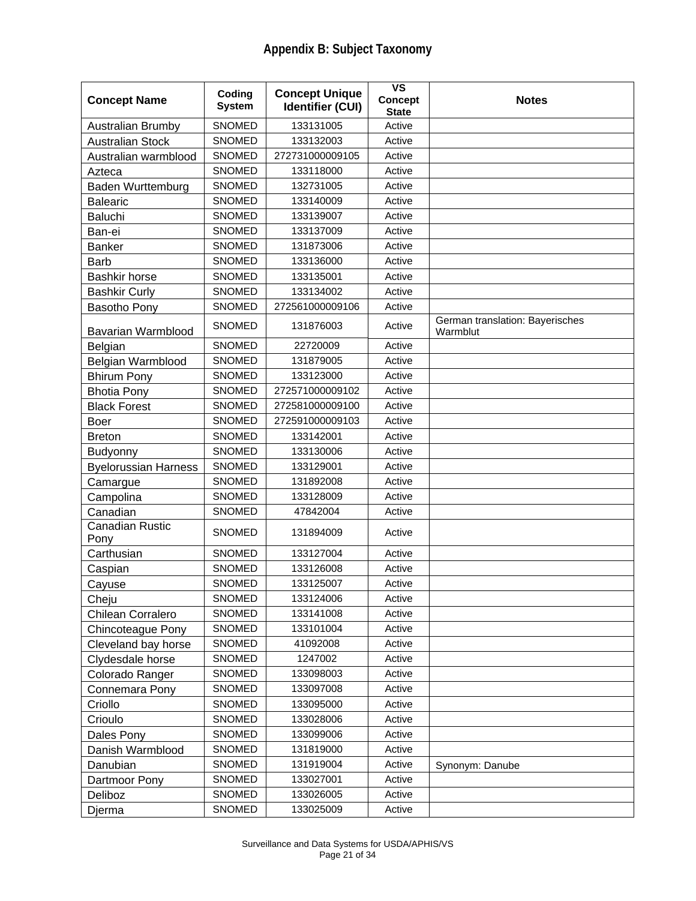# Appendix B: Subject Taxonomy

| Concept Name | Coding System | Concept Unique Identifier (CUI) | VS Concept State | Notes |
|---|---|---|---|---|
| Australian Brumby | SNOMED | 133131005 | Active | |
| Australian Stock | SNOMED | 133132003 | Active | |
| Australian warmblood | SNOMED | 272731000009105 | Active | |
| Azteca | SNOMED | 133118000 | Active | |
| Baden Wurttemburg | SNOMED | 132731005 | Active | |
| Balearic | SNOMED | 133140009 | Active | |
| Baluchi | SNOMED | 133139007 | Active | |
| Ban-ei | SNOMED | 133137009 | Active | |
| Banker | SNOMED | 131873006 | Active | |
| Barb | SNOMED | 133136000 | Active | |
| Bashkir horse | SNOMED | 133135001 | Active | |
| Bashkir Curly | SNOMED | 133134002 | Active | |
| Basotho Pony | SNOMED | 272561000009106 | Active | |
| Bavarian Warmblood | SNOMED | 131876003 | Active | German translation: Bayerisches Warmblut |
| Belgian | SNOMED | 22720009 | Active | |
| Belgian Warmblood | SNOMED | 131879005 | Active | |
| Bhirum Pony | SNOMED | 133123000 | Active | |
| Bhotia Pony | SNOMED | 272571000009102 | Active | |
| Black Forest | SNOMED | 272581000009100 | Active | |
| Boer | SNOMED | 272591000009103 | Active | |
| Breton | SNOMED | 133142001 | Active | |
| Budyonny | SNOMED | 133130006 | Active | |
| Byelorussian Harness | SNOMED | 133129001 | Active | |
| Camargue | SNOMED | 131892008 | Active | |
| Campolina | SNOMED | 133128009 | Active | |
| Canadian | SNOMED | 47842004 | Active | |
| Canadian Rustic Pony | SNOMED | 131894009 | Active | |
| Carthusian | SNOMED | 133127004 | Active | |
| Caspian | SNOMED | 133126008 | Active | |
| Cayuse | SNOMED | 133125007 | Active | |
| Cheju | SNOMED | 133124006 | Active | |
| Chilean Corralero | SNOMED | 133141008 | Active | |
| Chincoteague Pony | SNOMED | 133101004 | Active | |
| Cleveland bay horse | SNOMED | 41092008 | Active | |
| Clydesdale horse | SNOMED | 1247002 | Active | |
| Colorado Ranger | SNOMED | 133098003 | Active | |
| Connemara Pony | SNOMED | 133097008 | Active | |
| Criollo | SNOMED | 133095000 | Active | |
| Crioulo | SNOMED | 133028006 | Active | |
| Dales Pony | SNOMED | 133099006 | Active | |
| Danish Warmblood | SNOMED | 131819000 | Active | |
| Danubian | SNOMED | 131919004 | Active | Synonym: Danube |
| Dartmoor Pony | SNOMED | 133027001 | Active | |
| Deliboz | SNOMED | 133026005 | Active | |
| Djerma | SNOMED | 133025009 | Active | |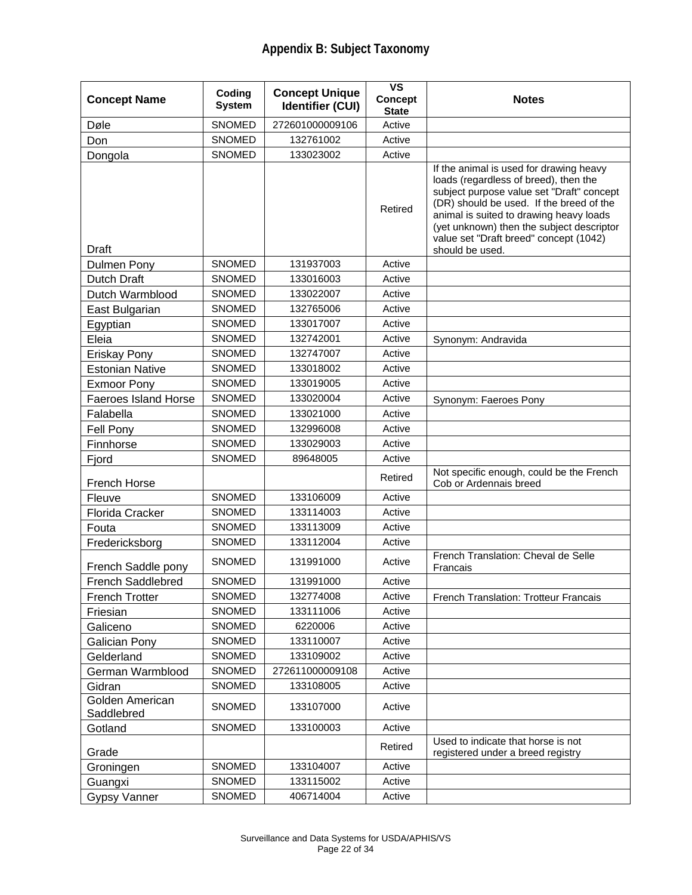# Appendix B: Subject Taxonomy

| Concept Name | Coding System | Concept Unique Identifier (CUI) | VS Concept State | Notes |
|---|---|---|---|---|
| Døle | SNOMED | 272601000009106 | Active | |
| Don | SNOMED | 132761002 | Active | |
| Dongola | SNOMED | 133023002 | Active | |
| Draft | | | Retired | If the animal is used for drawing heavy loads (regardless of breed), then the subject purpose value set "Draft" concept (DR) should be used. If the breed of the animal is suited to drawing heavy loads (yet unknown) then the subject descriptor value set "Draft breed" concept (1042) should be used. |
| Dulmen Pony | SNOMED | 131937003 | Active | |
| Dutch Draft | SNOMED | 133016003 | Active | |
| Dutch Warmblood | SNOMED | 133022007 | Active | |
| East Bulgarian | SNOMED | 132765006 | Active | |
| Egyptian | SNOMED | 133017007 | Active | |
| Eleia | SNOMED | 132742001 | Active | Synonym: Andravida |
| Eriskay Pony | SNOMED | 132747007 | Active | |
| Estonian Native | SNOMED | 133018002 | Active | |
| Exmoor Pony | SNOMED | 133019005 | Active | |
| Faeroes Island Horse | SNOMED | 133020004 | Active | Synonym: Faeroes Pony |
| Falabella | SNOMED | 133021000 | Active | |
| Fell Pony | SNOMED | 132996008 | Active | |
| Finnhorse | SNOMED | 133029003 | Active | |
| Fjord | SNOMED | 89648005 | Active | |
| French Horse | | | Retired | Not specific enough, could be the French Cob or Ardennais breed |
| Fleuve | SNOMED | 133106009 | Active | |
| Florida Cracker | SNOMED | 133114003 | Active | |
| Fouta | SNOMED | 133113009 | Active | |
| Fredericksborg | SNOMED | 133112004 | Active | |
| French Saddle pony | SNOMED | 131991000 | Active | French Translation: Cheval de Selle Francais |
| French Saddlebred | SNOMED | 131991000 | Active | |
| French Trotter | SNOMED | 132774008 | Active | French Translation: Trotteur Francais |
| Friesian | SNOMED | 133111006 | Active | |
| Galiceno | SNOMED | 6220006 | Active | |
| Galician Pony | SNOMED | 133110007 | Active | |
| Gelderland | SNOMED | 133109002 | Active | |
| German Warmblood | SNOMED | 272611000009108 | Active | |
| Gidran | SNOMED | 133108005 | Active | |
| Golden American Saddlebred | SNOMED | 133107000 | Active | |
| Gotland | SNOMED | 133100003 | Active | |
| Grade | | | Retired | Used to indicate that horse is not registered under a breed registry |
| Groningen | SNOMED | 133104007 | Active | |
| Guangxi | SNOMED | 133115002 | Active | |
| Gypsy Vanner | SNOMED | 406714004 | Active | |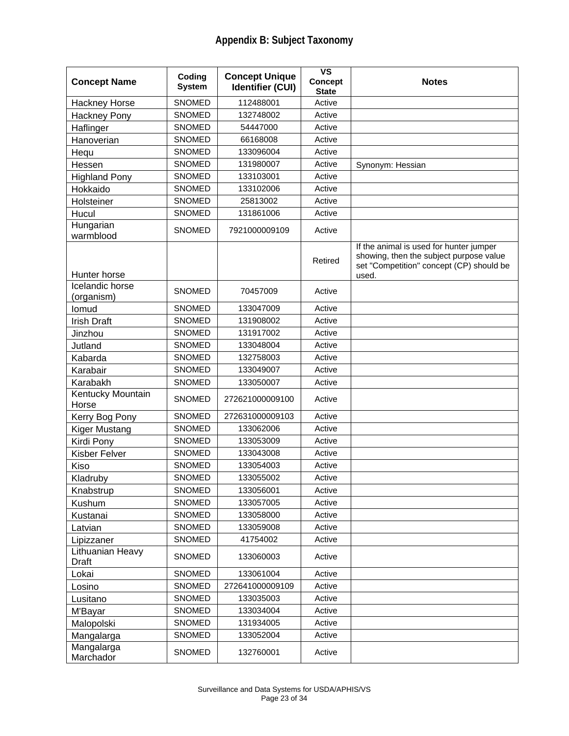## Appendix B: Subject Taxonomy

| Concept Name | Coding System | Concept Unique Identifier (CUI) | VS Concept State | Notes |
|---|---|---|---|---|
| Hackney Horse | SNOMED | 112488001 | Active | |
| Hackney Pony | SNOMED | 132748002 | Active | |
| Haflinger | SNOMED | 54447000 | Active | |
| Hanoverian | SNOMED | 66168008 | Active | |
| Hequ | SNOMED | 133096004 | Active | |
| Hessen | SNOMED | 131980007 | Active | Synonym: Hessian |
| Highland Pony | SNOMED | 133103001 | Active | |
| Hokkaido | SNOMED | 133102006 | Active | |
| Holsteiner | SNOMED | 25813002 | Active | |
| Hucul | SNOMED | 131861006 | Active | |
| Hungarian warmblood | SNOMED | 7921000009109 | Active | |
| Hunter horse | | | Retired | If the animal is used for hunter jumper showing, then the subject purpose value set "Competition" concept (CP) should be used. |
| Icelandic horse (organism) | SNOMED | 70457009 | Active | |
| Iomud | SNOMED | 133047009 | Active | |
| Irish Draft | SNOMED | 131908002 | Active | |
| Jinzhou | SNOMED | 131917002 | Active | |
| Jutland | SNOMED | 133048004 | Active | |
| Kabarda | SNOMED | 132758003 | Active | |
| Karabair | SNOMED | 133049007 | Active | |
| Karabakh | SNOMED | 133050007 | Active | |
| Kentucky Mountain Horse | SNOMED | 272621000009100 | Active | |
| Kerry Bog Pony | SNOMED | 272631000009103 | Active | |
| Kiger Mustang | SNOMED | 133062006 | Active | |
| Kirdi Pony | SNOMED | 133053009 | Active | |
| Kisber Felver | SNOMED | 133043008 | Active | |
| Kiso | SNOMED | 133054003 | Active | |
| Kladruby | SNOMED | 133055002 | Active | |
| Knabstrup | SNOMED | 133056001 | Active | |
| Kushum | SNOMED | 133057005 | Active | |
| Kustanai | SNOMED | 133058000 | Active | |
| Latvian | SNOMED | 133059008 | Active | |
| Lipizzaner | SNOMED | 41754002 | Active | |
| Lithuanian Heavy Draft | SNOMED | 133060003 | Active | |
| Lokai | SNOMED | 133061004 | Active | |
| Losino | SNOMED | 272641000009109 | Active | |
| Lusitano | SNOMED | 133035003 | Active | |
| M'Bayar | SNOMED | 133034004 | Active | |
| Malopolski | SNOMED | 131934005 | Active | |
| Mangalarga | SNOMED | 133052004 | Active | |
| Mangalarga Marchador | SNOMED | 132760001 | Active | |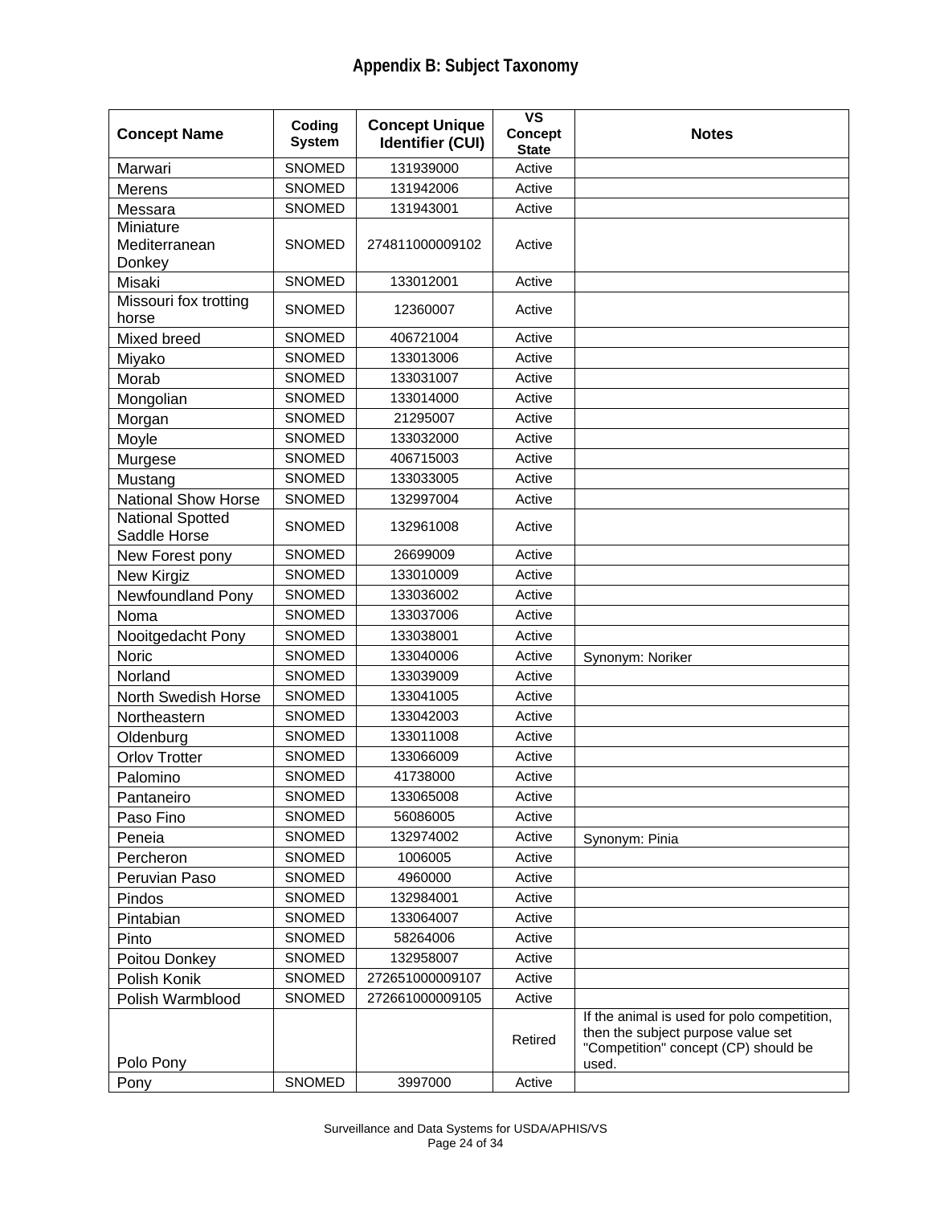# Appendix B: Subject Taxonomy

| Concept Name | Coding System | Concept Unique Identifier (CUI) | VS Concept State | Notes |
|---|---|---|---|---|
| Marwari | SNOMED | 131939000 | Active | |
| Merens | SNOMED | 131942006 | Active | |
| Messara | SNOMED | 131943001 | Active | |
| Miniature Mediterranean Donkey | SNOMED | 274811000009102 | Active | |
| Misaki | SNOMED | 133012001 | Active | |
| Missouri fox trotting horse | SNOMED | 12360007 | Active | |
| Mixed breed | SNOMED | 406721004 | Active | |
| Miyako | SNOMED | 133013006 | Active | |
| Morab | SNOMED | 133031007 | Active | |
| Mongolian | SNOMED | 133014000 | Active | |
| Morgan | SNOMED | 21295007 | Active | |
| Moyle | SNOMED | 133032000 | Active | |
| Murgese | SNOMED | 406715003 | Active | |
| Mustang | SNOMED | 133033005 | Active | |
| National Show Horse | SNOMED | 132997004 | Active | |
| National Spotted Saddle Horse | SNOMED | 132961008 | Active | |
| New Forest pony | SNOMED | 26699009 | Active | |
| New Kirgiz | SNOMED | 133010009 | Active | |
| Newfoundland Pony | SNOMED | 133036002 | Active | |
| Noma | SNOMED | 133037006 | Active | |
| Nooitgedacht Pony | SNOMED | 133038001 | Active | |
| Noric | SNOMED | 133040006 | Active | Synonym: Noriker |
| Norland | SNOMED | 133039009 | Active | |
| North Swedish Horse | SNOMED | 133041005 | Active | |
| Northeastern | SNOMED | 133042003 | Active | |
| Oldenburg | SNOMED | 133011008 | Active | |
| Orlov Trotter | SNOMED | 133066009 | Active | |
| Palomino | SNOMED | 41738000 | Active | |
| Pantaneiro | SNOMED | 133065008 | Active | |
| Paso Fino | SNOMED | 56086005 | Active | |
| Peneia | SNOMED | 132974002 | Active | Synonym: Pinia |
| Percheron | SNOMED | 1006005 | Active | |
| Peruvian Paso | SNOMED | 4960000 | Active | |
| Pindos | SNOMED | 132984001 | Active | |
| Pintabian | SNOMED | 133064007 | Active | |
| Pinto | SNOMED | 58264006 | Active | |
| Poitou Donkey | SNOMED | 132958007 | Active | |
| Polish Konik | SNOMED | 272651000009107 | Active | |
| Polish Warmblood | SNOMED | 272661000009105 | Active | |
| Polo Pony | | | Retired | If the animal is used for polo competition, then the subject purpose value set "Competition" concept (CP) should be used. |
| Pony | SNOMED | 3997000 | Active | |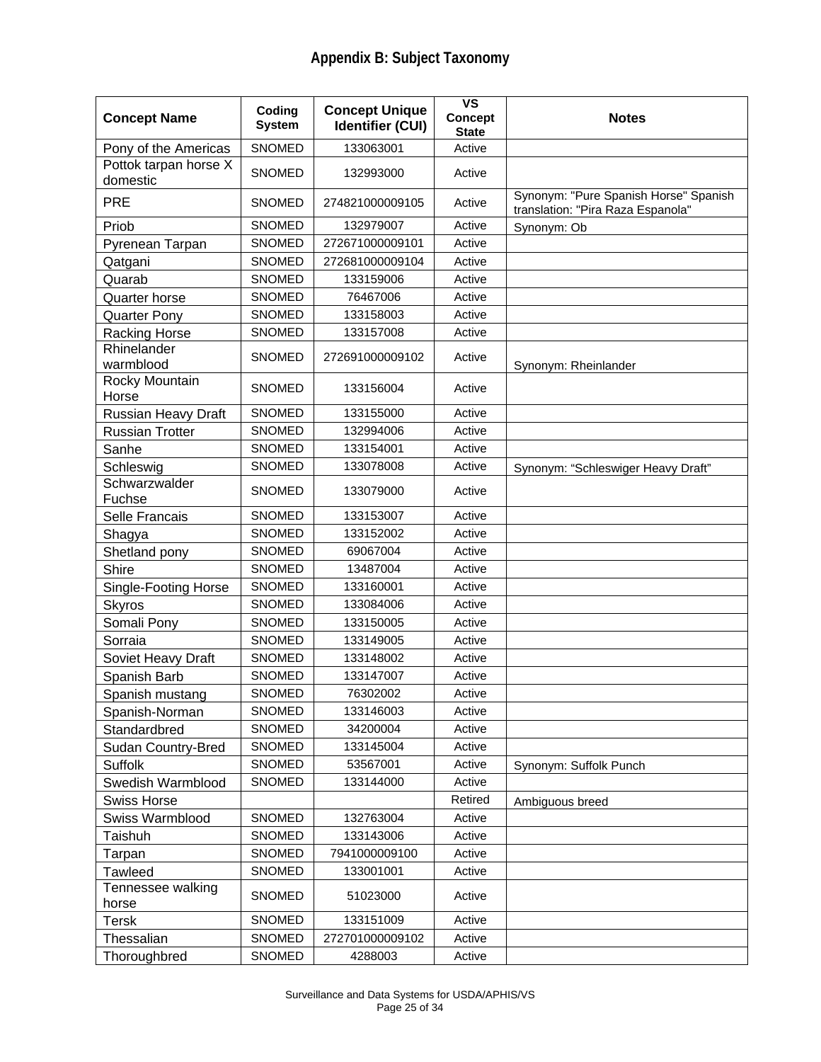## Appendix B: Subject Taxonomy

| Concept Name | Coding System | Concept Unique Identifier (CUI) | VS Concept State | Notes |
|---|---|---|---|---|
| Pony of the Americas | SNOMED | 133063001 | Active | |
| Pottok tarpan horse X domestic | SNOMED | 132993000 | Active | |
| PRE | SNOMED | 274821000009105 | Active | Synonym: "Pure Spanish Horse" Spanish translation: "Pira Raza Espanola" |
| Priob | SNOMED | 132979007 | Active | Synonym: Ob |
| Pyrenean Tarpan | SNOMED | 272671000009101 | Active | |
| Qatgani | SNOMED | 272681000009104 | Active | |
| Quarab | SNOMED | 133159006 | Active | |
| Quarter horse | SNOMED | 76467006 | Active | |
| Quarter Pony | SNOMED | 133158003 | Active | |
| Racking Horse | SNOMED | 133157008 | Active | |
| Rhinelander warmblood | SNOMED | 272691000009102 | Active | Synonym: Rheinlander |
| Rocky Mountain Horse | SNOMED | 133156004 | Active | |
| Russian Heavy Draft | SNOMED | 133155000 | Active | |
| Russian Trotter | SNOMED | 132994006 | Active | |
| Sanhe | SNOMED | 133154001 | Active | |
| Schleswig | SNOMED | 133078008 | Active | Synonym: "Schleswiger Heavy Draft" |
| Schwarzwalder Fuchse | SNOMED | 133079000 | Active | |
| Selle Francais | SNOMED | 133153007 | Active | |
| Shagya | SNOMED | 133152002 | Active | |
| Shetland pony | SNOMED | 69067004 | Active | |
| Shire | SNOMED | 13487004 | Active | |
| Single-Footing Horse | SNOMED | 133160001 | Active | |
| Skyros | SNOMED | 133084006 | Active | |
| Somali Pony | SNOMED | 133150005 | Active | |
| Sorraia | SNOMED | 133149005 | Active | |
| Soviet Heavy Draft | SNOMED | 133148002 | Active | |
| Spanish Barb | SNOMED | 133147007 | Active | |
| Spanish mustang | SNOMED | 76302002 | Active | |
| Spanish-Norman | SNOMED | 133146003 | Active | |
| Standardbred | SNOMED | 34200004 | Active | |
| Sudan Country-Bred | SNOMED | 133145004 | Active | |
| Suffolk | SNOMED | 53567001 | Active | Synonym: Suffolk Punch |
| Swedish Warmblood | SNOMED | 133144000 | Active | |
| Swiss Horse | | | Retired | Ambiguous breed |
| Swiss Warmblood | SNOMED | 132763004 | Active | |
| Taishuh | SNOMED | 133143006 | Active | |
| Tarpan | SNOMED | 7941000009100 | Active | |
| Tawleed | SNOMED | 133001001 | Active | |
| Tennessee walking horse | SNOMED | 51023000 | Active | |
| Tersk | SNOMED | 133151009 | Active | |
| Thessalian | SNOMED | 272701000009102 | Active | |
| Thoroughbred | SNOMED | 4288003 | Active | |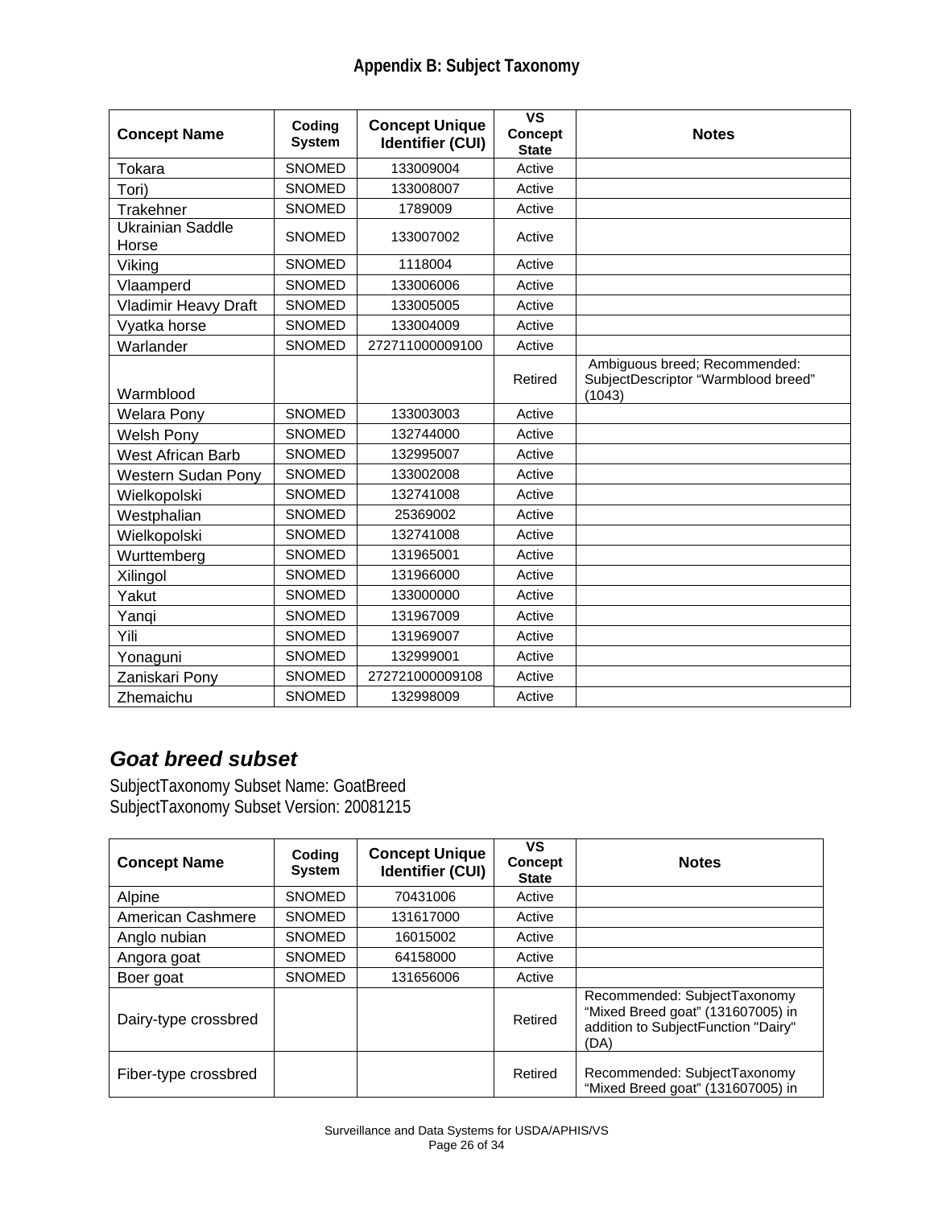## Appendix B: Subject Taxonomy

| Concept Name | Coding System | Concept Unique Identifier (CUI) | VS Concept State | Notes |
|---|---|---|---|---|
| Tokara | SNOMED | 133009004 | Active | |
| Tori) | SNOMED | 133008007 | Active | |
| Trakehner | SNOMED | 1789009 | Active | |
| Ukrainian Saddle Horse | SNOMED | 133007002 | Active | |
| Viking | SNOMED | 1118004 | Active | |
| Vlaamperd | SNOMED | 133006006 | Active | |
| Vladimir Heavy Draft | SNOMED | 133005005 | Active | |
| Vyatka horse | SNOMED | 133004009 | Active | |
| Warlander | SNOMED | 272711000009100 | Active | |
| Warmblood | | | Retired | Ambiguous breed; Recommended: SubjectDescriptor "Warmblood breed" (1043) |
| Welara Pony | SNOMED | 133003003 | Active | |
| Welsh Pony | SNOMED | 132744000 | Active | |
| West African Barb | SNOMED | 132995007 | Active | |
| Western Sudan Pony | SNOMED | 133002008 | Active | |
| Wielkopolski | SNOMED | 132741008 | Active | |
| Westphalian | SNOMED | 25369002 | Active | |
| Wielkopolski | SNOMED | 132741008 | Active | |
| Wurttemberg | SNOMED | 131965001 | Active | |
| Xilingol | SNOMED | 131966000 | Active | |
| Yakut | SNOMED | 133000000 | Active | |
| Yanqi | SNOMED | 131967009 | Active | |
| Yili | SNOMED | 131969007 | Active | |
| Yonaguni | SNOMED | 132999001 | Active | |
| Zaniskari Pony | SNOMED | 272721000009108 | Active | |
| Zhemaichu | SNOMED | 132998009 | Active | |

### *Goat breed subset*

SubjectTaxonomy Subset Name: GoatBreed
SubjectTaxonomy Subset Version: 20081215

| Concept Name | Coding System | Concept Unique Identifier (CUI) | VS Concept State | Notes |
|---|---|---|---|---|
| Alpine | SNOMED | 70431006 | Active | |
| American Cashmere | SNOMED | 131617000 | Active | |
| Anglo nubian | SNOMED | 16015002 | Active | |
| Angora goat | SNOMED | 64158000 | Active | |
| Boer goat | SNOMED | 131656006 | Active | |
| Dairy-type crossbred | | | Retired | Recommended: SubjectTaxonomy "Mixed Breed goat" (131607005) in addition to SubjectFunction "Dairy" (DA) |
| Fiber-type crossbred | | | Retired | Recommended: SubjectTaxonomy "Mixed Breed goat" (131607005) in |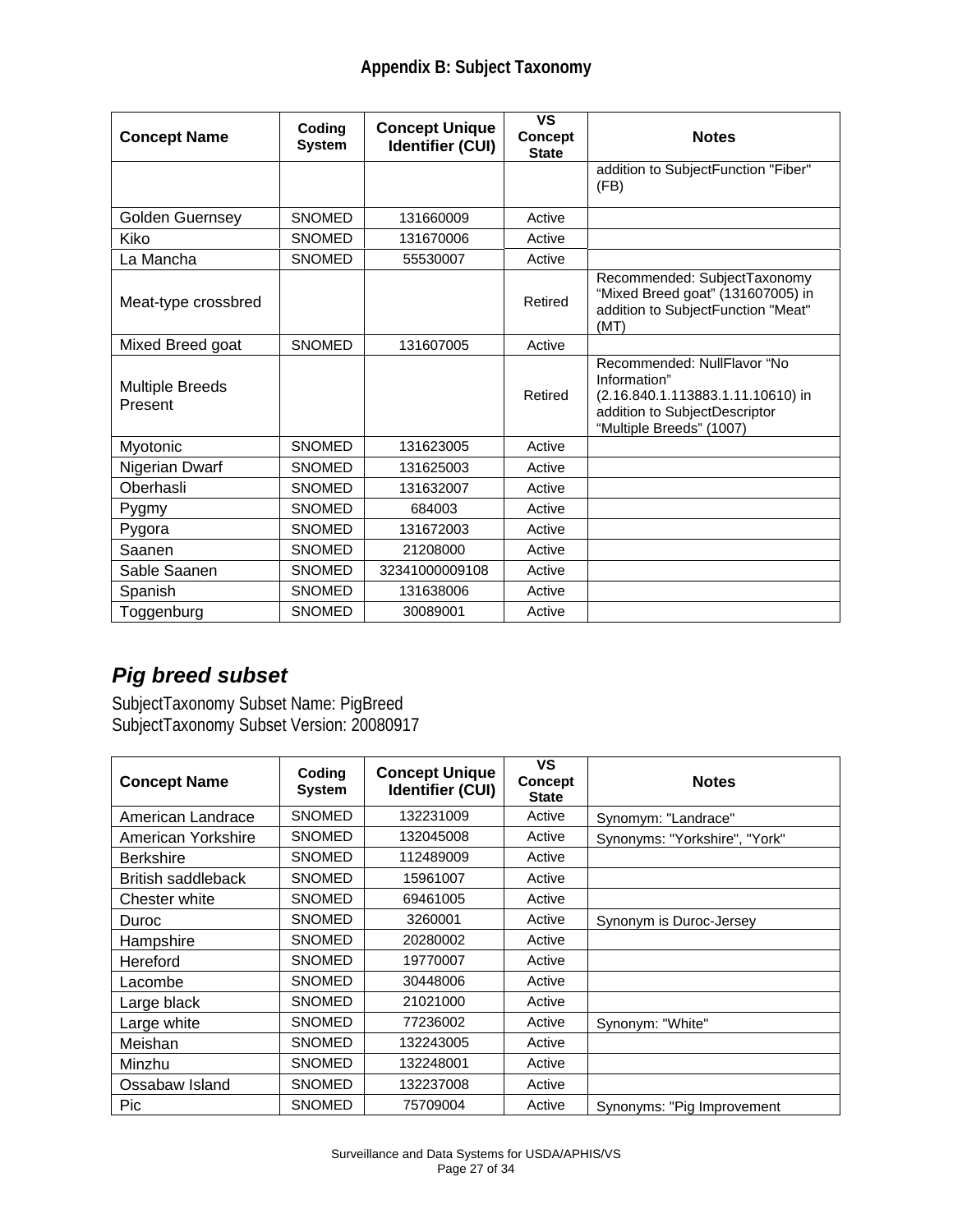## Appendix B: Subject Taxonomy

| Concept Name | Coding System | Concept Unique Identifier (CUI) | VS Concept State | Notes |
|---|---|---|---|---|
| | | | | addition to SubjectFunction "Fiber" (FB) |
| Golden Guernsey | SNOMED | 131660009 | Active | |
| Kiko | SNOMED | 131670006 | Active | |
| La Mancha | SNOMED | 55530007 | Active | |
| Meat-type crossbred | | | Retired | Recommended: SubjectTaxonomy “Mixed Breed goat” (131607005) in addition to SubjectFunction "Meat" (MT) |
| Mixed Breed goat | SNOMED | 131607005 | Active | |
| Multiple Breeds Present | | | Retired | Recommended: NullFlavor “No Information” (2.16.840.1.113883.1.11.10610) in addition to SubjectDescriptor “Multiple Breeds” (1007) |
| Myotonic | SNOMED | 131623005 | Active | |
| Nigerian Dwarf | SNOMED | 131625003 | Active | |
| Oberhasli | SNOMED | 131632007 | Active | |
| Pygmy | SNOMED | 684003 | Active | |
| Pygora | SNOMED | 131672003 | Active | |
| Saanen | SNOMED | 21208000 | Active | |
| Sable Saanen | SNOMED | 32341000009108 | Active | |
| Spanish | SNOMED | 131638006 | Active | |
| Toggenburg | SNOMED | 30089001 | Active | |

### *Pig breed subset*

SubjectTaxonomy Subset Name: PigBreed
SubjectTaxonomy Subset Version: 20080917

| Concept Name | Coding System | Concept Unique Identifier (CUI) | VS Concept State | Notes |
|---|---|---|---|---|
| American Landrace | SNOMED | 132231009 | Active | Synomym: "Landrace" |
| American Yorkshire | SNOMED | 132045008 | Active | Synonyms: "Yorkshire", "York" |
| Berkshire | SNOMED | 112489009 | Active | |
| British saddleback | SNOMED | 15961007 | Active | |
| Chester white | SNOMED | 69461005 | Active | |
| Duroc | SNOMED | 3260001 | Active | Synonym is Duroc-Jersey |
| Hampshire | SNOMED | 20280002 | Active | |
| Hereford | SNOMED | 19770007 | Active | |
| Lacombe | SNOMED | 30448006 | Active | |
| Large black | SNOMED | 21021000 | Active | |
| Large white | SNOMED | 77236002 | Active | Synonym: "White" |
| Meishan | SNOMED | 132243005 | Active | |
| Minzhu | SNOMED | 132248001 | Active | |
| Ossabaw Island | SNOMED | 132237008 | Active | |
| Pic | SNOMED | 75709004 | Active | Synonyms: "Pig Improvement |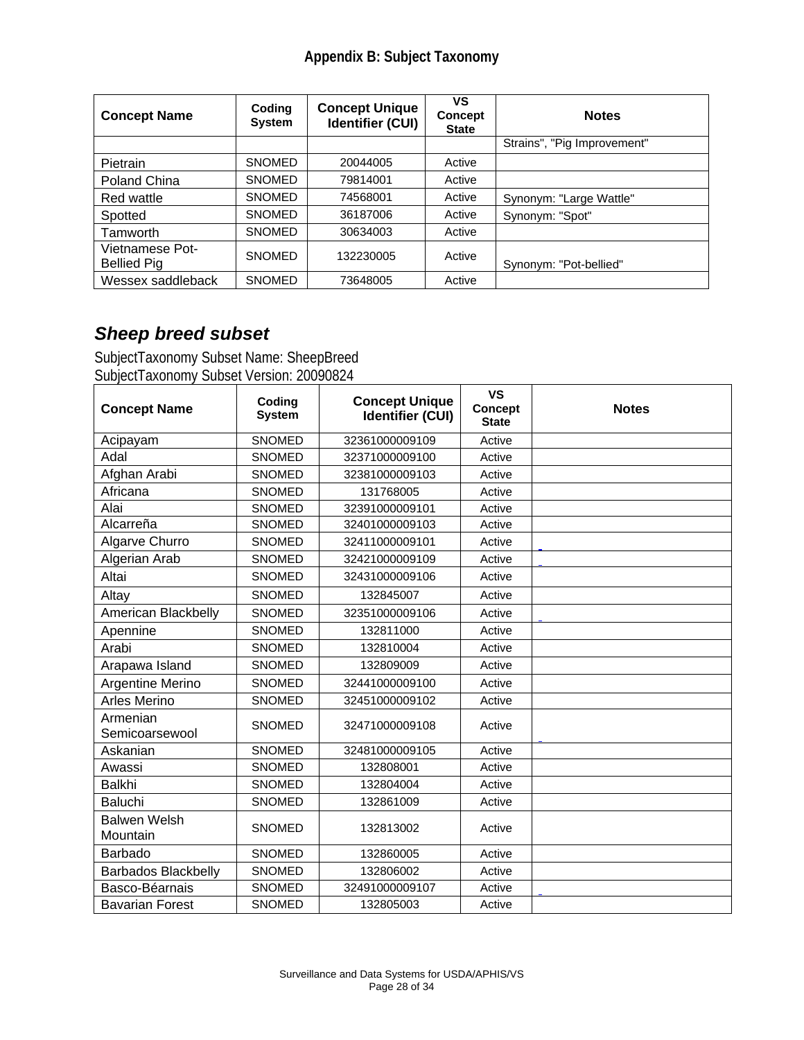# Appendix B: Subject Taxonomy

| Concept Name | Coding System | Concept Unique Identifier (CUI) | VS Concept State | Notes |
|---|---|---|---|---|
| | | | | Strains", "Pig Improvement" |
| Pietrain | SNOMED | 20044005 | Active | |
| Poland China | SNOMED | 79814001 | Active | |
| Red wattle | SNOMED | 74568001 | Active | Synonym: "Large Wattle" |
| Spotted | SNOMED | 36187006 | Active | Synonym: "Spot" |
| Tamworth | SNOMED | 30634003 | Active | |
| Vietnamese Pot-Bellied Pig | SNOMED | 132230005 | Active | Synonym: "Pot-bellied" |
| Wessex saddleback | SNOMED | 73648005 | Active | |

## *Sheep breed subset*

SubjectTaxonomy Subset Name: SheepBreed
SubjectTaxonomy Subset Version: 20090824

| Concept Name | Coding System | Concept Unique Identifier (CUI) | VS Concept State | Notes |
|---|---|---|---|---|
| Acipayam | SNOMED | 32361000009109 | Active | |
| Adal | SNOMED | 32371000009100 | Active | |
| Afghan Arabi | SNOMED | 32381000009103 | Active | |
| Africana | SNOMED | 131768005 | Active | |
| Alai | SNOMED | 32391000009101 | Active | |
| Alcarreña | SNOMED | 32401000009103 | Active | |
| Algarve Churro | SNOMED | 32411000009101 | Active | |
| Algerian Arab | SNOMED | 32421000009109 | Active | |
| Altai | SNOMED | 32431000009106 | Active | |
| Altay | SNOMED | 132845007 | Active | |
| American Blackbelly | SNOMED | 32351000009106 | Active | |
| Apennine | SNOMED | 132811000 | Active | |
| Arabi | SNOMED | 132810004 | Active | |
| Arapawa Island | SNOMED | 132809009 | Active | |
| Argentine Merino | SNOMED | 32441000009100 | Active | |
| Arles Merino | SNOMED | 32451000009102 | Active | |
| Armenian Semicoarsewool | SNOMED | 32471000009108 | Active | |
| Askanian | SNOMED | 32481000009105 | Active | |
| Awassi | SNOMED | 132808001 | Active | |
| Balkhi | SNOMED | 132804004 | Active | |
| Baluchi | SNOMED | 132861009 | Active | |
| Balwen Welsh Mountain | SNOMED | 132813002 | Active | |
| Barbado | SNOMED | 132860005 | Active | |
| Barbados Blackbelly | SNOMED | 132806002 | Active | |
| Basco-Béarnais | SNOMED | 32491000009107 | Active | |
| Bavarian Forest | SNOMED | 132805003 | Active | |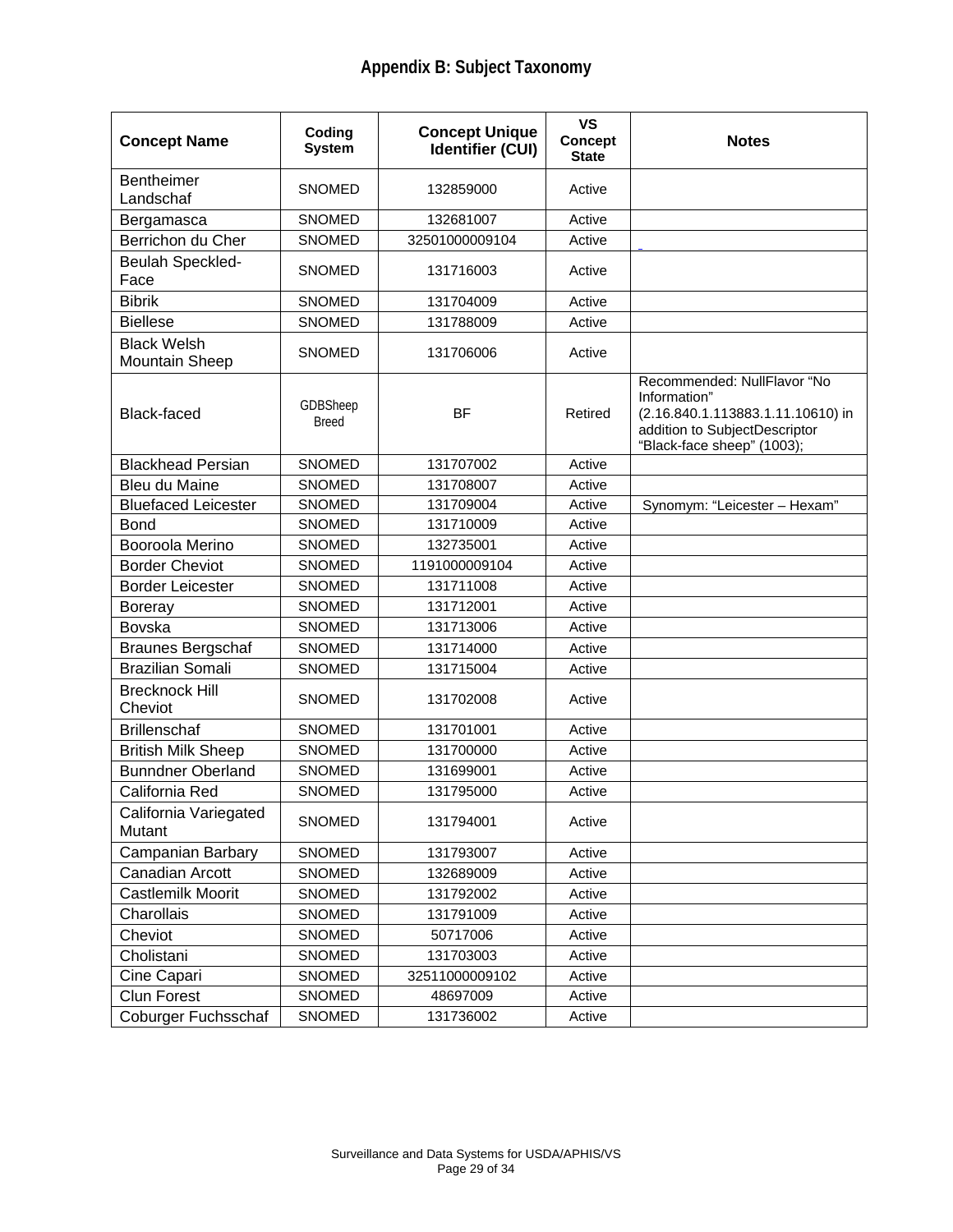# Appendix B: Subject Taxonomy

| Concept Name | Coding System | Concept Unique Identifier (CUI) | VS Concept State | Notes |
|---|---|---|---|---|
| Bentheimer Landschaf | SNOMED | 132859000 | Active | |
| Bergamasca | SNOMED | 132681007 | Active | |
| Berrichon du Cher | SNOMED | 32501000009104 | Active | |
| Beulah Speckled-Face | SNOMED | 131716003 | Active | |
| Bibrik | SNOMED | 131704009 | Active | |
| Biellese | SNOMED | 131788009 | Active | |
| Black Welsh Mountain Sheep | SNOMED | 131706006 | Active | |
| Black-faced | GDBSheep Breed | BF | Retired | Recommended: NullFlavor “No Information” (2.16.840.1.113883.1.11.10610) in addition to SubjectDescriptor “Black-face sheep” (1003); |
| Blackhead Persian | SNOMED | 131707002 | Active | |
| Bleu du Maine | SNOMED | 131708007 | Active | |
| Bluefaced Leicester | SNOMED | 131709004 | Active | Synomym: “Leicester – Hexam” |
| Bond | SNOMED | 131710009 | Active | |
| Booroola Merino | SNOMED | 132735001 | Active | |
| Border Cheviot | SNOMED | 1191000009104 | Active | |
| Border Leicester | SNOMED | 131711008 | Active | |
| Boreray | SNOMED | 131712001 | Active | |
| Bovska | SNOMED | 131713006 | Active | |
| Braunes Bergschaf | SNOMED | 131714000 | Active | |
| Brazilian Somali | SNOMED | 131715004 | Active | |
| Brecknock Hill Cheviot | SNOMED | 131702008 | Active | |
| Brillenschaf | SNOMED | 131701001 | Active | |
| British Milk Sheep | SNOMED | 131700000 | Active | |
| Bunndner Oberland | SNOMED | 131699001 | Active | |
| California Red | SNOMED | 131795000 | Active | |
| California Variegated Mutant | SNOMED | 131794001 | Active | |
| Campanian Barbary | SNOMED | 131793007 | Active | |
| Canadian Arcott | SNOMED | 132689009 | Active | |
| Castlemilk Moorit | SNOMED | 131792002 | Active | |
| Charollais | SNOMED | 131791009 | Active | |
| Cheviot | SNOMED | 50717006 | Active | |
| Cholistani | SNOMED | 131703003 | Active | |
| Cine Capari | SNOMED | 32511000009102 | Active | |
| Clun Forest | SNOMED | 48697009 | Active | |
| Coburger Fuchsschaf | SNOMED | 131736002 | Active | |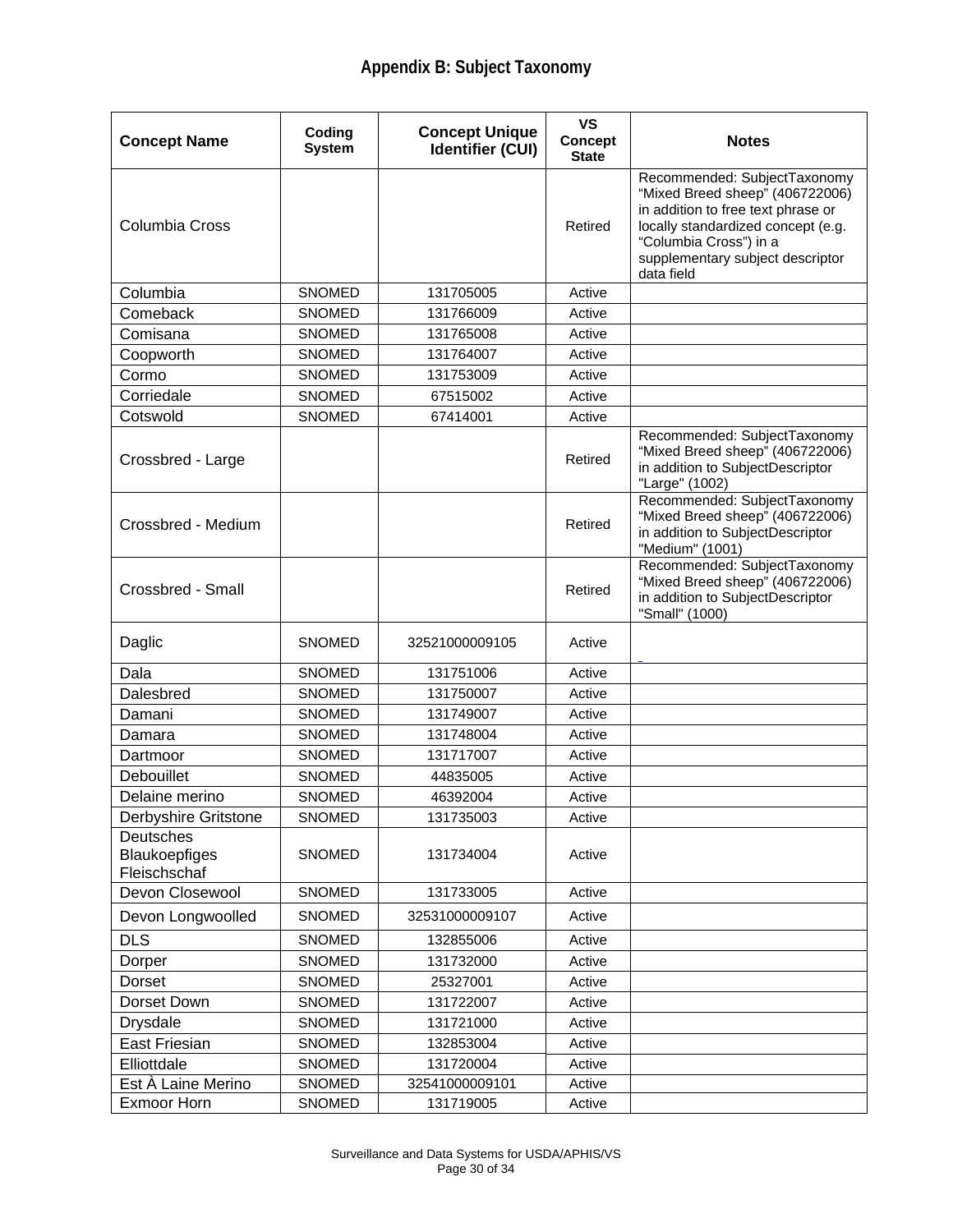## Appendix B: Subject Taxonomy

| Concept Name | Coding System | Concept Unique Identifier (CUI) | VS Concept State | Notes |
|---|---|---|---|---|
| Columbia Cross | | | Retired | Recommended: SubjectTaxonomy "Mixed Breed sheep" (406722006) in addition to free text phrase or locally standardized concept (e.g. "Columbia Cross") in a supplementary subject descriptor data field |
| Columbia | SNOMED | 131705005 | Active | |
| Comeback | SNOMED | 131766009 | Active | |
| Comisana | SNOMED | 131765008 | Active | |
| Coopworth | SNOMED | 131764007 | Active | |
| Cormo | SNOMED | 131753009 | Active | |
| Corriedale | SNOMED | 67515002 | Active | |
| Cotswold | SNOMED | 67414001 | Active | |
| Crossbred - Large | | | Retired | Recommended: SubjectTaxonomy "Mixed Breed sheep" (406722006) in addition to SubjectDescriptor "Large" (1002) |
| Crossbred - Medium | | | Retired | Recommended: SubjectTaxonomy "Mixed Breed sheep" (406722006) in addition to SubjectDescriptor "Medium" (1001) |
| Crossbred - Small | | | Retired | Recommended: SubjectTaxonomy "Mixed Breed sheep" (406722006) in addition to SubjectDescriptor "Small" (1000) |
| Daglic | SNOMED | 32521000009105 | Active | |
| Dala | SNOMED | 131751006 | Active | |
| Dalesbred | SNOMED | 131750007 | Active | |
| Damani | SNOMED | 131749007 | Active | |
| Damara | SNOMED | 131748004 | Active | |
| Dartmoor | SNOMED | 131717007 | Active | |
| Debouillet | SNOMED | 44835005 | Active | |
| Delaine merino | SNOMED | 46392004 | Active | |
| Derbyshire Gritstone | SNOMED | 131735003 | Active | |
| Deutsches Blaukoepfiges Fleischschaf | SNOMED | 131734004 | Active | |
| Devon Closewool | SNOMED | 131733005 | Active | |
| Devon Longwoolled | SNOMED | 32531000009107 | Active | |
| DLS | SNOMED | 132855006 | Active | |
| Dorper | SNOMED | 131732000 | Active | |
| Dorset | SNOMED | 25327001 | Active | |
| Dorset Down | SNOMED | 131722007 | Active | |
| Drysdale | SNOMED | 131721000 | Active | |
| East Friesian | SNOMED | 132853004 | Active | |
| Elliottdale | SNOMED | 131720004 | Active | |
| Est À Laine Merino | SNOMED | 32541000009101 | Active | |
| Exmoor Horn | SNOMED | 131719005 | Active | |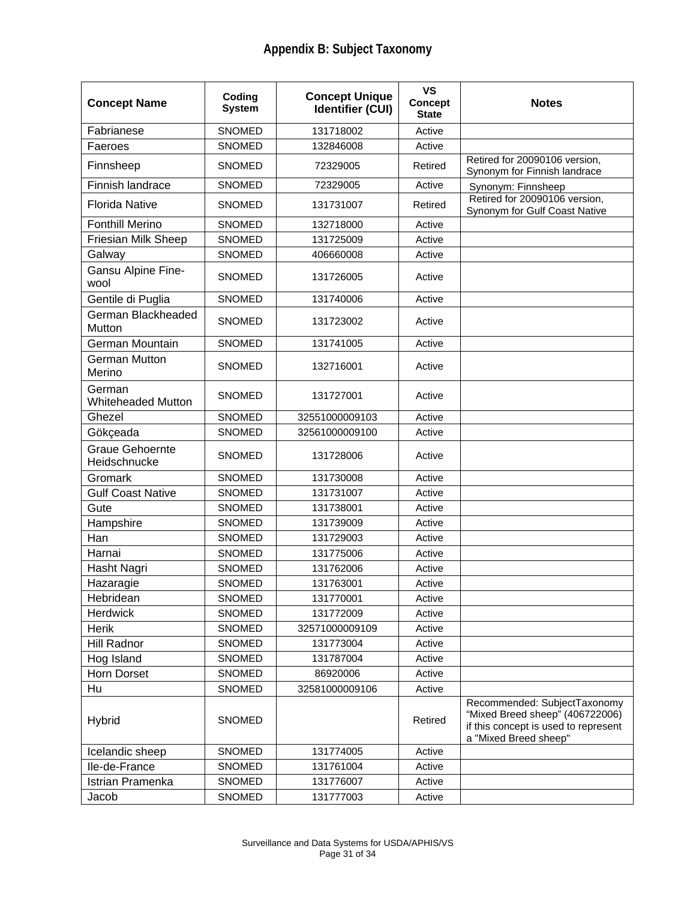## Appendix B: Subject Taxonomy

| Concept Name | Coding System | Concept Unique Identifier (CUI) | VS Concept State | Notes |
|---|---|---|---|---|
| Fabrianese | SNOMED | 131718002 | Active | |
| Faeroes | SNOMED | 132846008 | Active | |
| Finnsheep | SNOMED | 72329005 | Retired | Retired for 20090106 version, Synonym for Finnish landrace |
| Finnish landrace | SNOMED | 72329005 | Active | Synonym: Finnsheep |
| Florida Native | SNOMED | 131731007 | Retired | Retired for 20090106 version, Synonym for Gulf Coast Native |
| Fonthill Merino | SNOMED | 132718000 | Active | |
| Friesian Milk Sheep | SNOMED | 131725009 | Active | |
| Galway | SNOMED | 406660008 | Active | |
| Gansu Alpine Fine-wool | SNOMED | 131726005 | Active | |
| Gentile di Puglia | SNOMED | 131740006 | Active | |
| German Blackheaded Mutton | SNOMED | 131723002 | Active | |
| German Mountain | SNOMED | 131741005 | Active | |
| German Mutton Merino | SNOMED | 132716001 | Active | |
| German Whiteheaded Mutton | SNOMED | 131727001 | Active | |
| Ghezel | SNOMED | 32551000009103 | Active | |
| Gökçeada | SNOMED | 32561000009100 | Active | |
| Graue Gehoernte Heidschnucke | SNOMED | 131728006 | Active | |
| Gromark | SNOMED | 131730008 | Active | |
| Gulf Coast Native | SNOMED | 131731007 | Active | |
| Gute | SNOMED | 131738001 | Active | |
| Hampshire | SNOMED | 131739009 | Active | |
| Han | SNOMED | 131729003 | Active | |
| Harnai | SNOMED | 131775006 | Active | |
| Hasht Nagri | SNOMED | 131762006 | Active | |
| Hazaragie | SNOMED | 131763001 | Active | |
| Hebridean | SNOMED | 131770001 | Active | |
| Herdwick | SNOMED | 131772009 | Active | |
| Herik | SNOMED | 32571000009109 | Active | |
| Hill Radnor | SNOMED | 131773004 | Active | |
| Hog Island | SNOMED | 131787004 | Active | |
| Horn Dorset | SNOMED | 86920006 | Active | |
| Hu | SNOMED | 32581000009106 | Active | |
| Hybrid | SNOMED | | Retired | Recommended: SubjectTaxonomy "Mixed Breed sheep" (406722006) if this concept is used to represent a "Mixed Breed sheep" |
| Icelandic sheep | SNOMED | 131774005 | Active | |
| Ile-de-France | SNOMED | 131761004 | Active | |
| Istrian Pramenka | SNOMED | 131776007 | Active | |
| Jacob | SNOMED | 131777003 | Active | |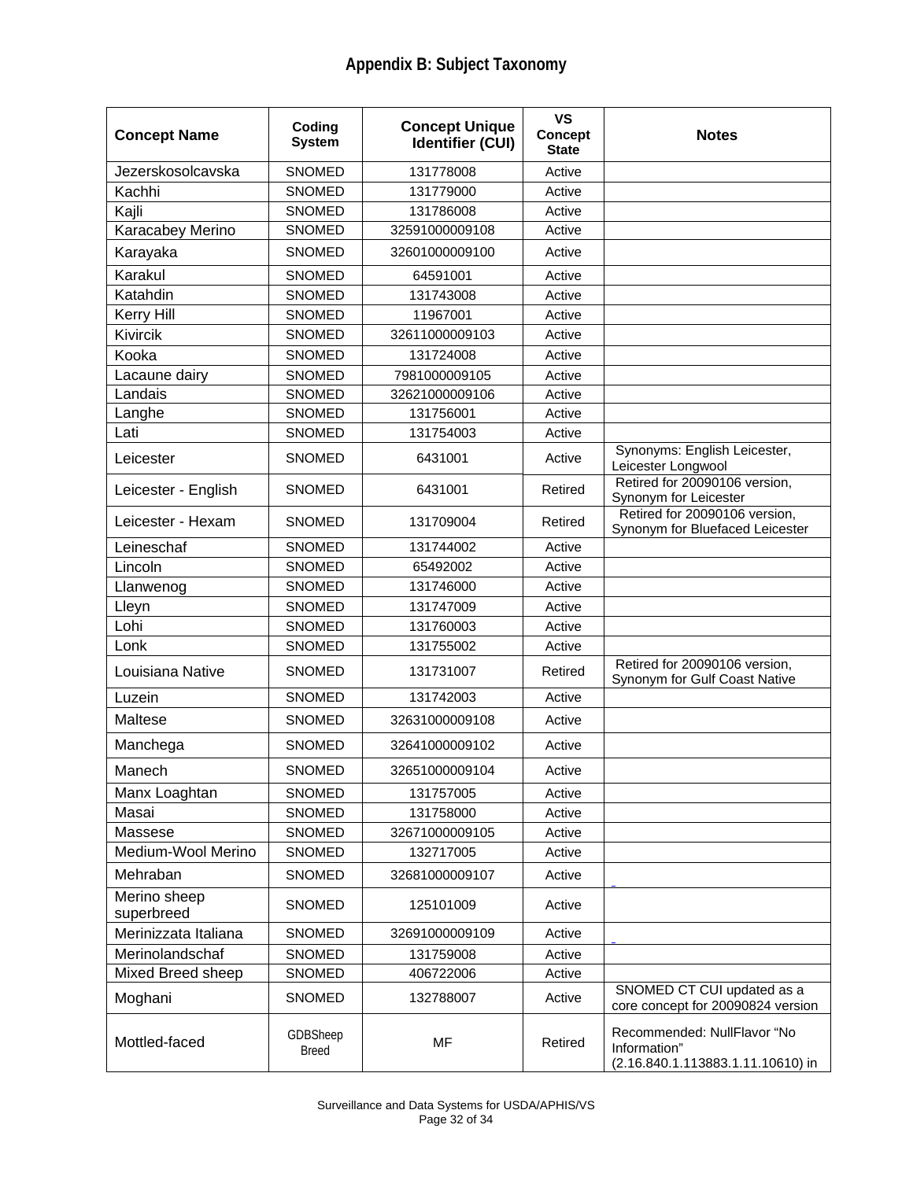## Appendix B: Subject Taxonomy

| Concept Name | Coding System | Concept Unique Identifier (CUI) | VS Concept State | Notes |
|---|---|---|---|---|
| Jezerskosolcavska | SNOMED | 131778008 | Active | |
| Kachhi | SNOMED | 131779000 | Active | |
| Kajli | SNOMED | 131786008 | Active | |
| Karacabey Merino | SNOMED | 32591000009108 | Active | |
| Karayaka | SNOMED | 32601000009100 | Active | |
| Karakul | SNOMED | 64591001 | Active | |
| Katahdin | SNOMED | 131743008 | Active | |
| Kerry Hill | SNOMED | 11967001 | Active | |
| Kivircik | SNOMED | 32611000009103 | Active | |
| Kooka | SNOMED | 131724008 | Active | |
| Lacaune dairy | SNOMED | 7981000009105 | Active | |
| Landais | SNOMED | 32621000009106 | Active | |
| Langhe | SNOMED | 131756001 | Active | |
| Lati | SNOMED | 131754003 | Active | |
| Leicester | SNOMED | 6431001 | Active | Synonyms: English Leicester, Leicester Longwool |
| Leicester - English | SNOMED | 6431001 | Retired | Retired for 20090106 version, Synonym for Leicester |
| Leicester - Hexam | SNOMED | 131709004 | Retired | Retired for 20090106 version, Synonym for Bluefaced Leicester |
| Leineschaf | SNOMED | 131744002 | Active | |
| Lincoln | SNOMED | 65492002 | Active | |
| Llanwenog | SNOMED | 131746000 | Active | |
| Lleyn | SNOMED | 131747009 | Active | |
| Lohi | SNOMED | 131760003 | Active | |
| Lonk | SNOMED | 131755002 | Active | |
| Louisiana Native | SNOMED | 131731007 | Retired | Retired for 20090106 version, Synonym for Gulf Coast Native |
| Luzein | SNOMED | 131742003 | Active | |
| Maltese | SNOMED | 32631000009108 | Active | |
| Manchega | SNOMED | 32641000009102 | Active | |
| Manech | SNOMED | 32651000009104 | Active | |
| Manx Loaghtan | SNOMED | 131757005 | Active | |
| Masai | SNOMED | 131758000 | Active | |
| Massese | SNOMED | 32671000009105 | Active | |
| Medium-Wool Merino | SNOMED | 132717005 | Active | |
| Mehraban | SNOMED | 32681000009107 | Active | |
| Merino sheep superbreed | SNOMED | 125101009 | Active | |
| Merinizzata Italiana | SNOMED | 32691000009109 | Active | |
| Merinolandschaf | SNOMED | 131759008 | Active | |
| Mixed Breed sheep | SNOMED | 406722006 | Active | |
| Moghani | SNOMED | 132788007 | Active | SNOMED CT CUI updated as a core concept for 20090824 version |
| Mottled-faced | GDBSheep Breed | MF | Retired | Recommended: NullFlavor "No Information" (2.16.840.1.113883.1.11.10610) in |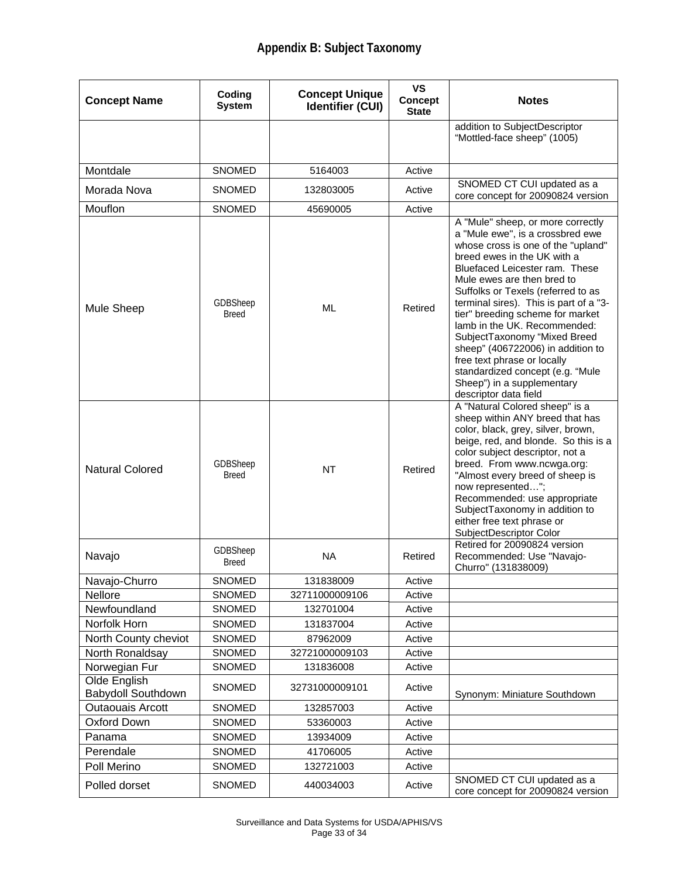## Appendix B: Subject Taxonomy

| Concept Name | Coding System | Concept Unique Identifier (CUI) | VS Concept State | Notes |
|---|---|---|---|---|
| | | | | addition to SubjectDescriptor "Mottled-face sheep" (1005) |
| Montdale | SNOMED | 5164003 | Active | |
| Morada Nova | SNOMED | 132803005 | Active | SNOMED CT CUI updated as a core concept for 20090824 version |
| Mouflon | SNOMED | 45690005 | Active | |
| Mule Sheep | GDBSheep Breed | ML | Retired | A "Mule" sheep, or more correctly a "Mule ewe", is a crossbred ewe whose cross is one of the "upland" breed ewes in the UK with a Bluefaced Leicester ram. These Mule ewes are then bred to Suffolks or Texels (referred to as terminal sires). This is part of a "3-tier" breeding scheme for market lamb in the UK. Recommended: SubjectTaxonomy "Mixed Breed sheep" (406722006) in addition to free text phrase or locally standardized concept (e.g. "Mule Sheep") in a supplementary descriptor data field |
| Natural Colored | GDBSheep Breed | NT | Retired | A "Natural Colored sheep" is a sheep within ANY breed that has color, black, grey, silver, brown, beige, red, and blonde. So this is a color subject descriptor, not a breed. From www.ncwga.org: "Almost every breed of sheep is now represented…"; Recommended: use appropriate SubjectTaxonomy in addition to either free text phrase or SubjectDescriptor Color |
| Navajo | GDBSheep Breed | NA | Retired | Retired for 20090824 version Recommended: Use "Navajo-Churro" (131838009) |
| Navajo-Churro | SNOMED | 131838009 | Active | |
| Nellore | SNOMED | 32711000009106 | Active | |
| Newfoundland | SNOMED | 132701004 | Active | |
| Norfolk Horn | SNOMED | 131837004 | Active | |
| North County cheviot | SNOMED | 87962009 | Active | |
| North Ronaldsay | SNOMED | 32721000009103 | Active | |
| Norwegian Fur | SNOMED | 131836008 | Active | |
| Olde English Babydoll Southdown | SNOMED | 32731000009101 | Active | Synonym: Miniature Southdown |
| Outaouais Arcott | SNOMED | 132857003 | Active | |
| Oxford Down | SNOMED | 53360003 | Active | |
| Panama | SNOMED | 13934009 | Active | |
| Perendale | SNOMED | 41706005 | Active | |
| Poll Merino | SNOMED | 132721003 | Active | |
| Polled dorset | SNOMED | 440034003 | Active | SNOMED CT CUI updated as a core concept for 20090824 version |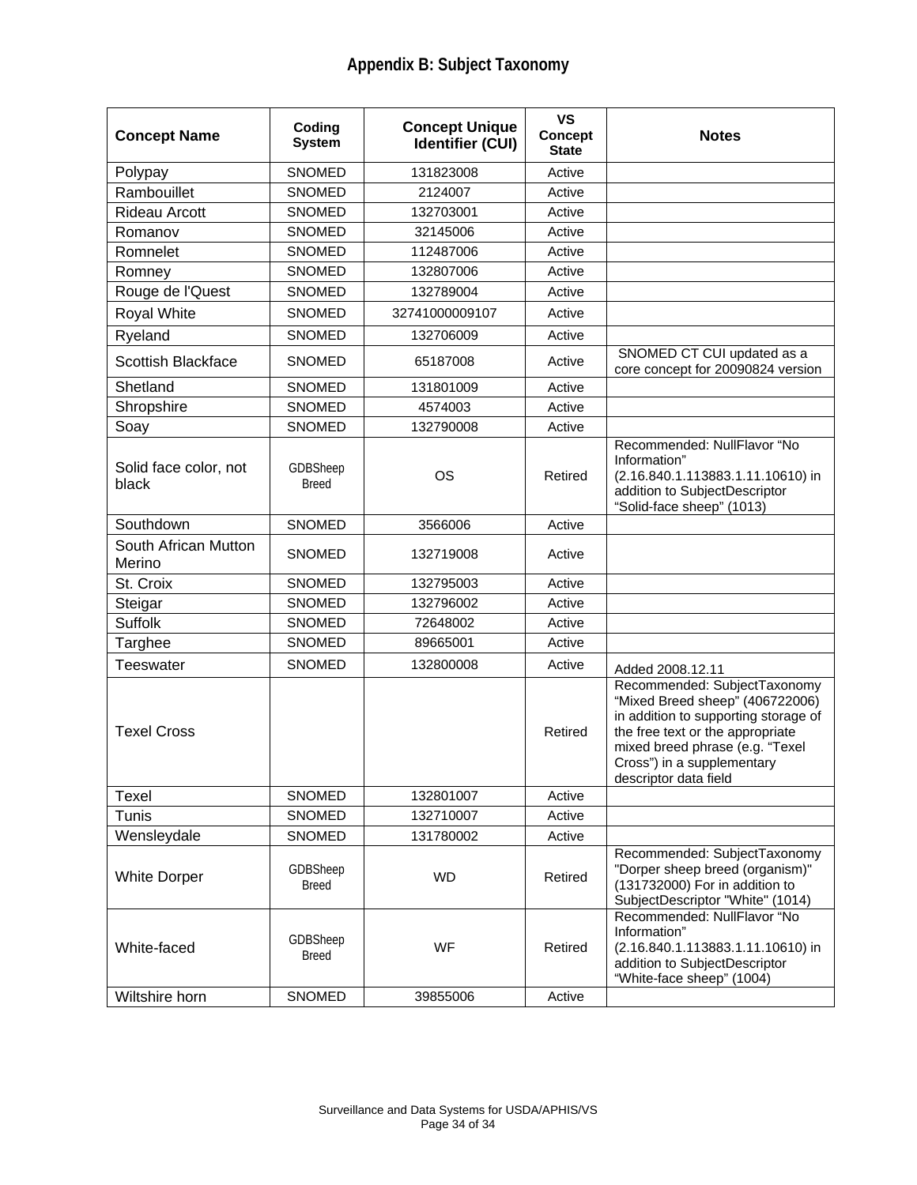# Appendix B: Subject Taxonomy

| Concept Name | Coding System | Concept Unique Identifier (CUI) | VS Concept State | Notes |
|---|---|---|---|---|
| Polypay | SNOMED | 131823008 | Active | |
| Rambouillet | SNOMED | 2124007 | Active | |
| Rideau Arcott | SNOMED | 132703001 | Active | |
| Romanov | SNOMED | 32145006 | Active | |
| Romnelet | SNOMED | 112487006 | Active | |
| Romney | SNOMED | 132807006 | Active | |
| Rouge de l'Quest | SNOMED | 132789004 | Active | |
| Royal White | SNOMED | 32741000009107 | Active | |
| Ryeland | SNOMED | 132706009 | Active | |
| Scottish Blackface | SNOMED | 65187008 | Active | SNOMED CT CUI updated as a core concept for 20090824 version |
| Shetland | SNOMED | 131801009 | Active | |
| Shropshire | SNOMED | 4574003 | Active | |
| Soay | SNOMED | 132790008 | Active | |
| Solid face color, not black | GDBSheep Breed | OS | Retired | Recommended: NullFlavor "No Information" (2.16.840.1.113883.1.11.10610) in addition to SubjectDescriptor "Solid-face sheep" (1013) |
| Southdown | SNOMED | 3566006 | Active | |
| South African Mutton Merino | SNOMED | 132719008 | Active | |
| St. Croix | SNOMED | 132795003 | Active | |
| Steigar | SNOMED | 132796002 | Active | |
| Suffolk | SNOMED | 72648002 | Active | |
| Targhee | SNOMED | 89665001 | Active | |
| Teeswater | SNOMED | 132800008 | Active | Added 2008.12.11 |
| Texel Cross | | | Retired | Recommended: SubjectTaxonomy "Mixed Breed sheep" (406722006) in addition to supporting storage of the free text or the appropriate mixed breed phrase (e.g. "Texel Cross") in a supplementary descriptor data field |
| Texel | SNOMED | 132801007 | Active | |
| Tunis | SNOMED | 132710007 | Active | |
| Wensleydale | SNOMED | 131780002 | Active | |
| White Dorper | GDBSheep Breed | WD | Retired | Recommended: SubjectTaxonomy "Dorper sheep breed (organism)" (131732000) For in addition to SubjectDescriptor "White" (1014) |
| White-faced | GDBSheep Breed | WF | Retired | Recommended: NullFlavor "No Information" (2.16.840.1.113883.1.11.10610) in addition to SubjectDescriptor "White-face sheep" (1004) |
| Wiltshire horn | SNOMED | 39855006 | Active | |